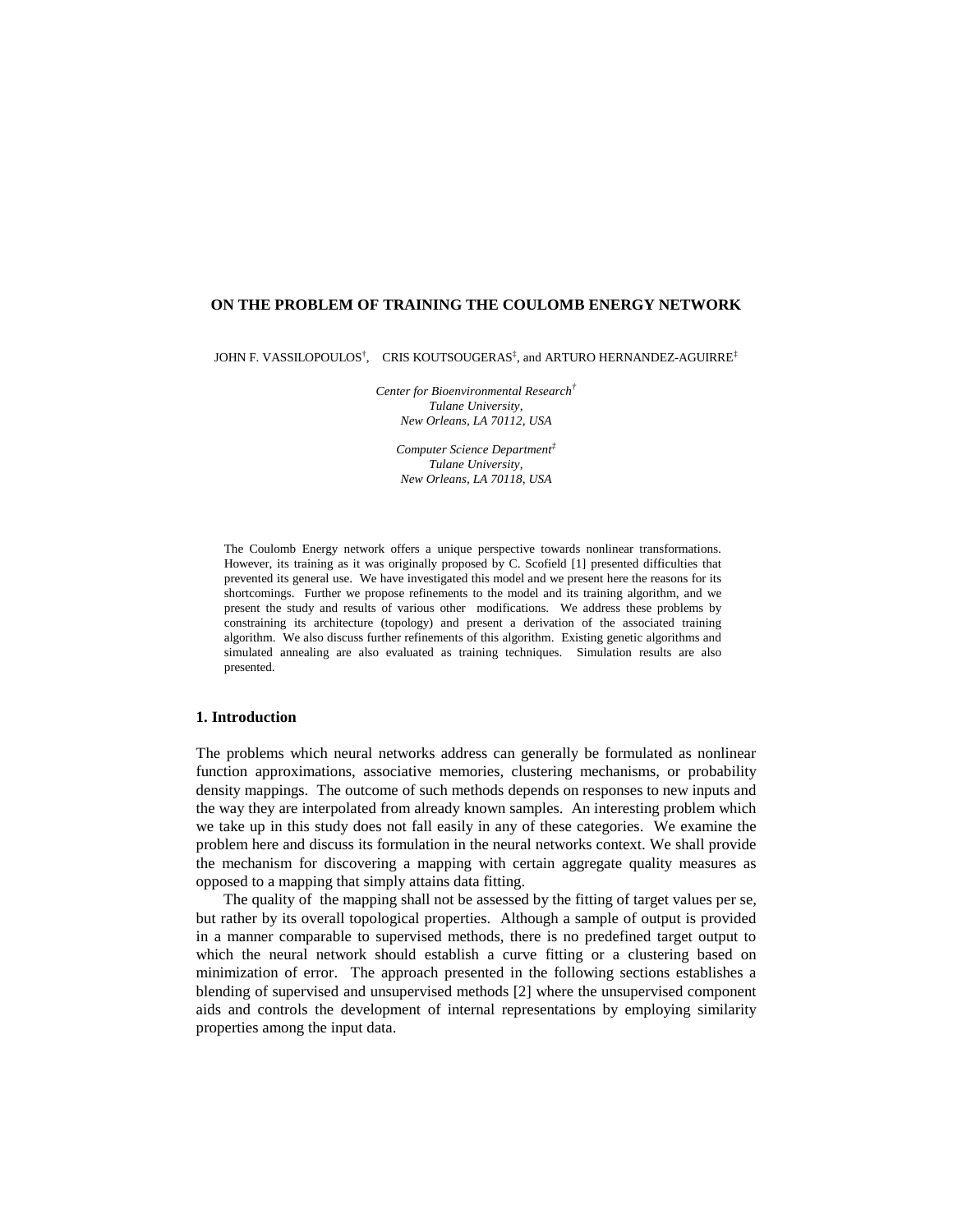# ON THE PROBLEM OF TRAINING THE COULOMB ENERGY NETWORK

JOHN F. VASSILOPOULOS[†], CRIS KOUTSOUGERAS[‡], and ARTURO HERNANDEZ-AGUIRRE[‡]

*Center for Bioenvironmental Research[†]*
*Tulane University,*
*New Orleans, LA 70112, USA*

*Computer Science Department[‡]*
*Tulane University,*
*New Orleans, LA 70118, USA*

The Coulomb Energy network offers a unique perspective towards nonlinear transformations. However, its training as it was originally proposed by C. Scofield [1] presented difficulties that prevented its general use. We have investigated this model and we present here the reasons for its shortcomings. Further we propose refinements to the model and its training algorithm, and we present the study and results of various other modifications. We address these problems by constraining its architecture (topology) and present a derivation of the associated training algorithm. We also discuss further refinements of this algorithm. Existing genetic algorithms and simulated annealing are also evaluated as training techniques. Simulation results are also presented.

## 1. Introduction

The problems which neural networks address can generally be formulated as nonlinear function approximations, associative memories, clustering mechanisms, or probability density mappings. The outcome of such methods depends on responses to new inputs and the way they are interpolated from already known samples. An interesting problem which we take up in this study does not fall easily in any of these categories. We examine the problem here and discuss its formulation in the neural networks context. We shall provide the mechanism for discovering a mapping with certain aggregate quality measures as opposed to a mapping that simply attains data fitting.

The quality of the mapping shall not be assessed by the fitting of target values per se, but rather by its overall topological properties. Although a sample of output is provided in a manner comparable to supervised methods, there is no predefined target output to which the neural network should establish a curve fitting or a clustering based on minimization of error. The approach presented in the following sections establishes a blending of supervised and unsupervised methods [2] where the unsupervised component aids and controls the development of internal representations by employing similarity properties among the input data.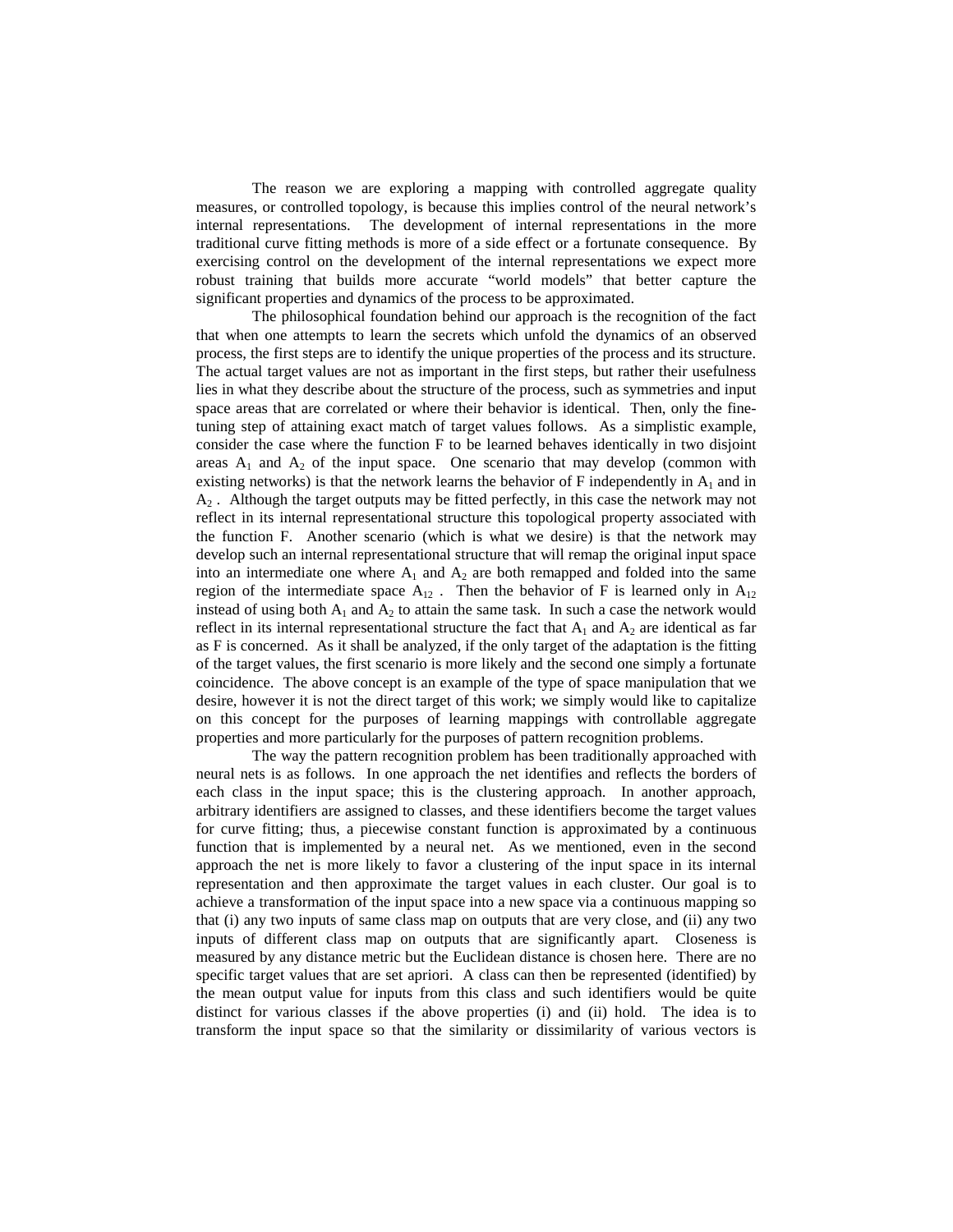The reason we are exploring a mapping with controlled aggregate quality measures, or controlled topology, is because this implies control of the neural network's internal representations. The development of internal representations in the more traditional curve fitting methods is more of a side effect or a fortunate consequence. By exercising control on the development of the internal representations we expect more robust training that builds more accurate "world models" that better capture the significant properties and dynamics of the process to be approximated.

The philosophical foundation behind our approach is the recognition of the fact that when one attempts to learn the secrets which unfold the dynamics of an observed process, the first steps are to identify the unique properties of the process and its structure. The actual target values are not as important in the first steps, but rather their usefulness lies in what they describe about the structure of the process, such as symmetries and input space areas that are correlated or where their behavior is identical. Then, only the fine-tuning step of attaining exact match of target values follows. As a simplistic example, consider the case where the function F to be learned behaves identically in two disjoint areas $A_1$ and $A_2$ of the input space. One scenario that may develop (common with existing networks) is that the network learns the behavior of F independently in $A_1$ and in $A_2$ . Although the target outputs may be fitted perfectly, in this case the network may not reflect in its internal representational structure this topological property associated with the function F. Another scenario (which is what we desire) is that the network may develop such an internal representational structure that will remap the original input space into an intermediate one where $A_1$ and $A_2$ are both remapped and folded into the same region of the intermediate space $A_{12}$ . Then the behavior of F is learned only in $A_{12}$ instead of using both $A_1$ and $A_2$ to attain the same task. In such a case the network would reflect in its internal representational structure the fact that $A_1$ and $A_2$ are identical as far as F is concerned. As it shall be analyzed, if the only target of the adaptation is the fitting of the target values, the first scenario is more likely and the second one simply a fortunate coincidence. The above concept is an example of the type of space manipulation that we desire, however it is not the direct target of this work; we simply would like to capitalize on this concept for the purposes of learning mappings with controllable aggregate properties and more particularly for the purposes of pattern recognition problems.

The way the pattern recognition problem has been traditionally approached with neural nets is as follows. In one approach the net identifies and reflects the borders of each class in the input space; this is the clustering approach. In another approach, arbitrary identifiers are assigned to classes, and these identifiers become the target values for curve fitting; thus, a piecewise constant function is approximated by a continuous function that is implemented by a neural net. As we mentioned, even in the second approach the net is more likely to favor a clustering of the input space in its internal representation and then approximate the target values in each cluster. Our goal is to achieve a transformation of the input space into a new space via a continuous mapping so that (i) any two inputs of same class map on outputs that are very close, and (ii) any two inputs of different class map on outputs that are significantly apart. Closeness is measured by any distance metric but the Euclidean distance is chosen here. There are no specific target values that are set apriori. A class can then be represented (identified) by the mean output value for inputs from this class and such identifiers would be quite distinct for various classes if the above properties (i) and (ii) hold. The idea is to transform the input space so that the similarity or dissimilarity of various vectors is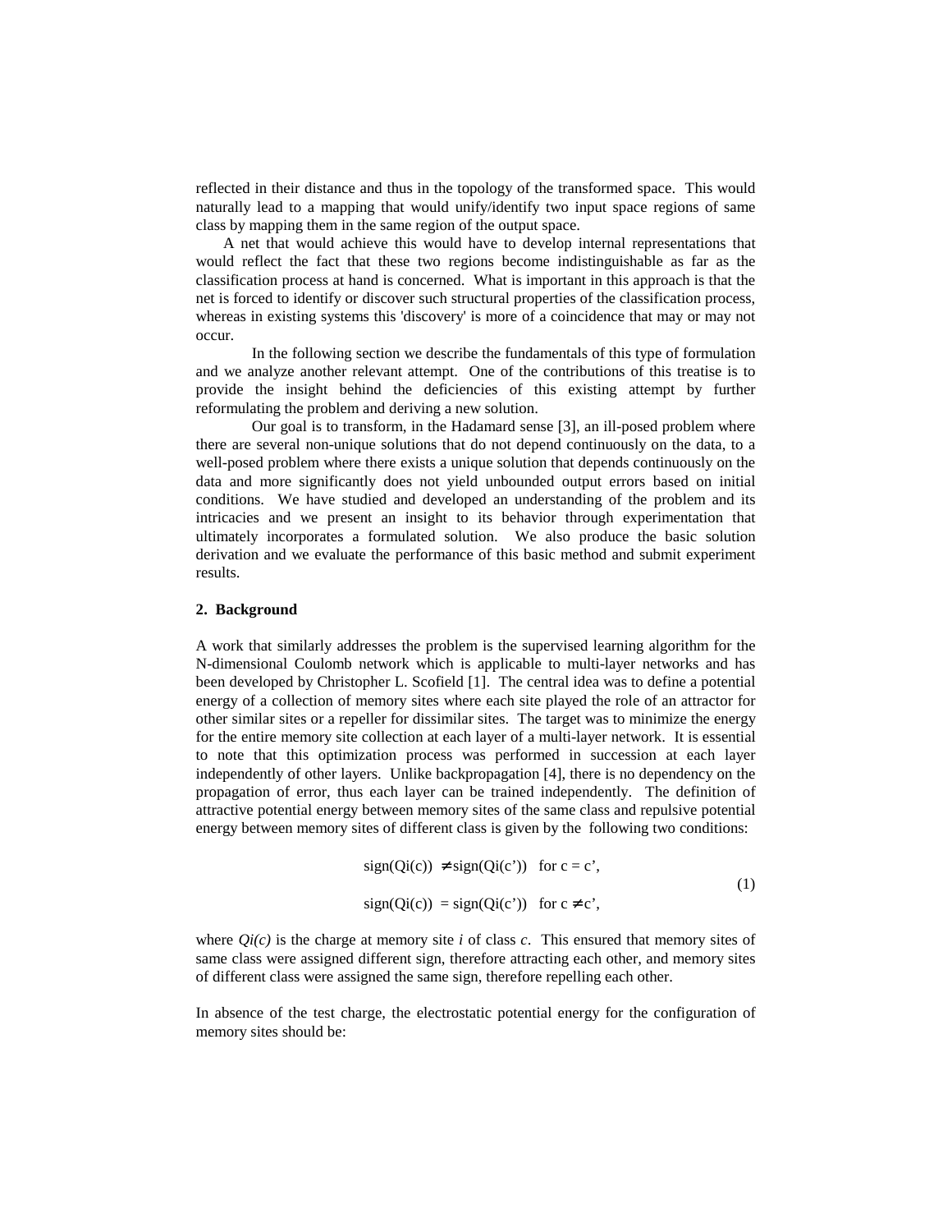reflected in their distance and thus in the topology of the transformed space. This would naturally lead to a mapping that would unify/identify two input space regions of same class by mapping them in the same region of the output space.

A net that would achieve this would have to develop internal representations that would reflect the fact that these two regions become indistinguishable as far as the classification process at hand is concerned. What is important in this approach is that the net is forced to identify or discover such structural properties of the classification process, whereas in existing systems this 'discovery' is more of a coincidence that may or may not occur.

In the following section we describe the fundamentals of this type of formulation and we analyze another relevant attempt. One of the contributions of this treatise is to provide the insight behind the deficiencies of this existing attempt by further reformulating the problem and deriving a new solution.

Our goal is to transform, in the Hadamard sense [3], an ill-posed problem where there are several non-unique solutions that do not depend continuously on the data, to a well-posed problem where there exists a unique solution that depends continuously on the data and more significantly does not yield unbounded output errors based on initial conditions. We have studied and developed an understanding of the problem and its intricacies and we present an insight to its behavior through experimentation that ultimately incorporates a formulated solution. We also produce the basic solution derivation and we evaluate the performance of this basic method and submit experiment results.

## 2. Background

A work that similarly addresses the problem is the supervised learning algorithm for the N-dimensional Coulomb network which is applicable to multi-layer networks and has been developed by Christopher L. Scofield [1]. The central idea was to define a potential energy of a collection of memory sites where each site played the role of an attractor for other similar sites or a repeller for dissimilar sites. The target was to minimize the energy for the entire memory site collection at each layer of a multi-layer network. It is essential to note that this optimization process was performed in succession at each layer independently of other layers. Unlike backpropagation [4], there is no dependency on the propagation of error, thus each layer can be trained independently. The definition of attractive potential energy between memory sites of the same class and repulsive potential energy between memory sites of different class is given by the following two conditions:

$$
\begin{aligned}
\mathrm{sign}(Q_i(c)) &\neq \mathrm{sign}(Q_i(c')) \quad \text{for } c = c', \\
\mathrm{sign}(Q_i(c)) &= \mathrm{sign}(Q_i(c')) \quad \text{for } c \neq c',
\end{aligned}
\tag{1}
$$

where $Q_i(c)$ is the charge at memory site $i$ of class $c$. This ensured that memory sites of same class were assigned different sign, therefore attracting each other, and memory sites of different class were assigned the same sign, therefore repelling each other.

In absence of the test charge, the electrostatic potential energy for the configuration of memory sites should be: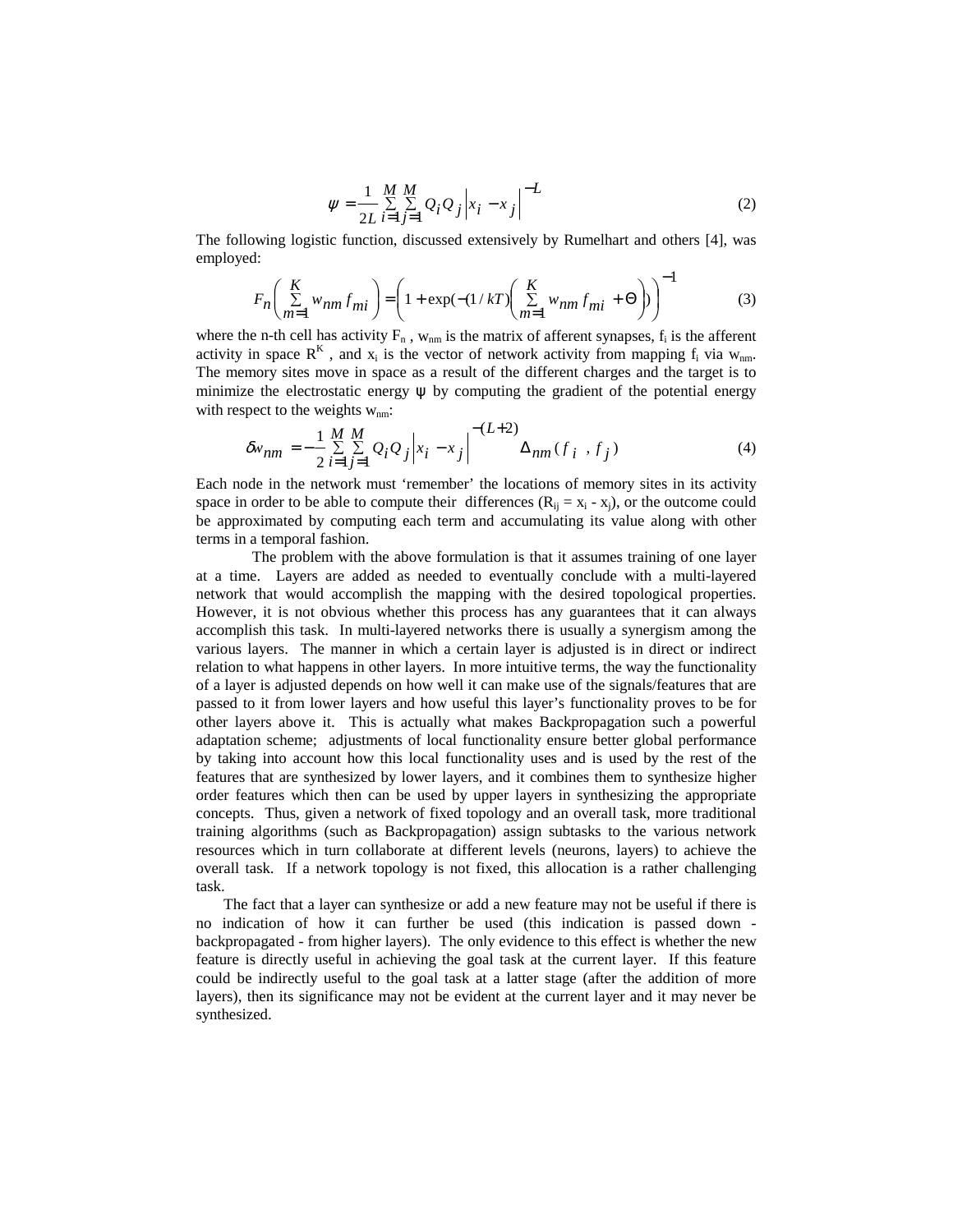$$\psi = \frac{1}{2L} \sum_{i=1}^{M} \sum_{j=1}^{M} Q_i Q_j \left| x_i - x_j \right|^{-L} \tag{2}$$

The following logistic function, discussed extensively by Rumelhart and others [4], was employed:

$$F_n \left( \sum_{m=1}^{K} w_{nm} f_{mi} \right) = \left( 1 + \exp(-(1/kT) \left( \sum_{m=1}^{K} w_{nm} f_{mi} + \Theta \right)) \right)^{-1} \tag{3}$$

where the n-th cell has activity $F_n$ , $w_{nm}$ is the matrix of afferent synapses, $f_i$ is the afferent activity in space $R^K$ , and $x_i$ is the vector of network activity from mapping $f_i$ via $w_{nm}$. The memory sites move in space as a result of the different charges and the target is to minimize the electrostatic energy $\psi$ by computing the gradient of the potential energy with respect to the weights $w_{nm}$:

$$\delta w_{nm} = -\frac{1}{2} \sum_{i=1}^{M} \sum_{j=1}^{M} Q_i Q_j \left| x_i - x_j \right|^{-(L+2)} \Delta_{nm}(f_i , f_j) \tag{4}$$

Each node in the network must 'remember' the locations of memory sites in its activity space in order to be able to compute their differences ($R_{ij} = x_i - x_j$), or the outcome could be approximated by computing each term and accumulating its value along with other terms in a temporal fashion.

The problem with the above formulation is that it assumes training of one layer at a time. Layers are added as needed to eventually conclude with a multi-layered network that would accomplish the mapping with the desired topological properties. However, it is not obvious whether this process has any guarantees that it can always accomplish this task. In multi-layered networks there is usually a synergism among the various layers. The manner in which a certain layer is adjusted is in direct or indirect relation to what happens in other layers. In more intuitive terms, the way the functionality of a layer is adjusted depends on how well it can make use of the signals/features that are passed to it from lower layers and how useful this layer's functionality proves to be for other layers above it. This is actually what makes Backpropagation such a powerful adaptation scheme; adjustments of local functionality ensure better global performance by taking into account how this local functionality uses and is used by the rest of the features that are synthesized by lower layers, and it combines them to synthesize higher order features which then can be used by upper layers in synthesizing the appropriate concepts. Thus, given a network of fixed topology and an overall task, more traditional training algorithms (such as Backpropagation) assign subtasks to the various network resources which in turn collaborate at different levels (neurons, layers) to achieve the overall task. If a network topology is not fixed, this allocation is a rather challenging task.

The fact that a layer can synthesize or add a new feature may not be useful if there is no indication of how it can further be used (this indication is passed down - backpropagated - from higher layers). The only evidence to this effect is whether the new feature is directly useful in achieving the goal task at the current layer. If this feature could be indirectly useful to the goal task at a latter stage (after the addition of more layers), then its significance may not be evident at the current layer and it may never be synthesized.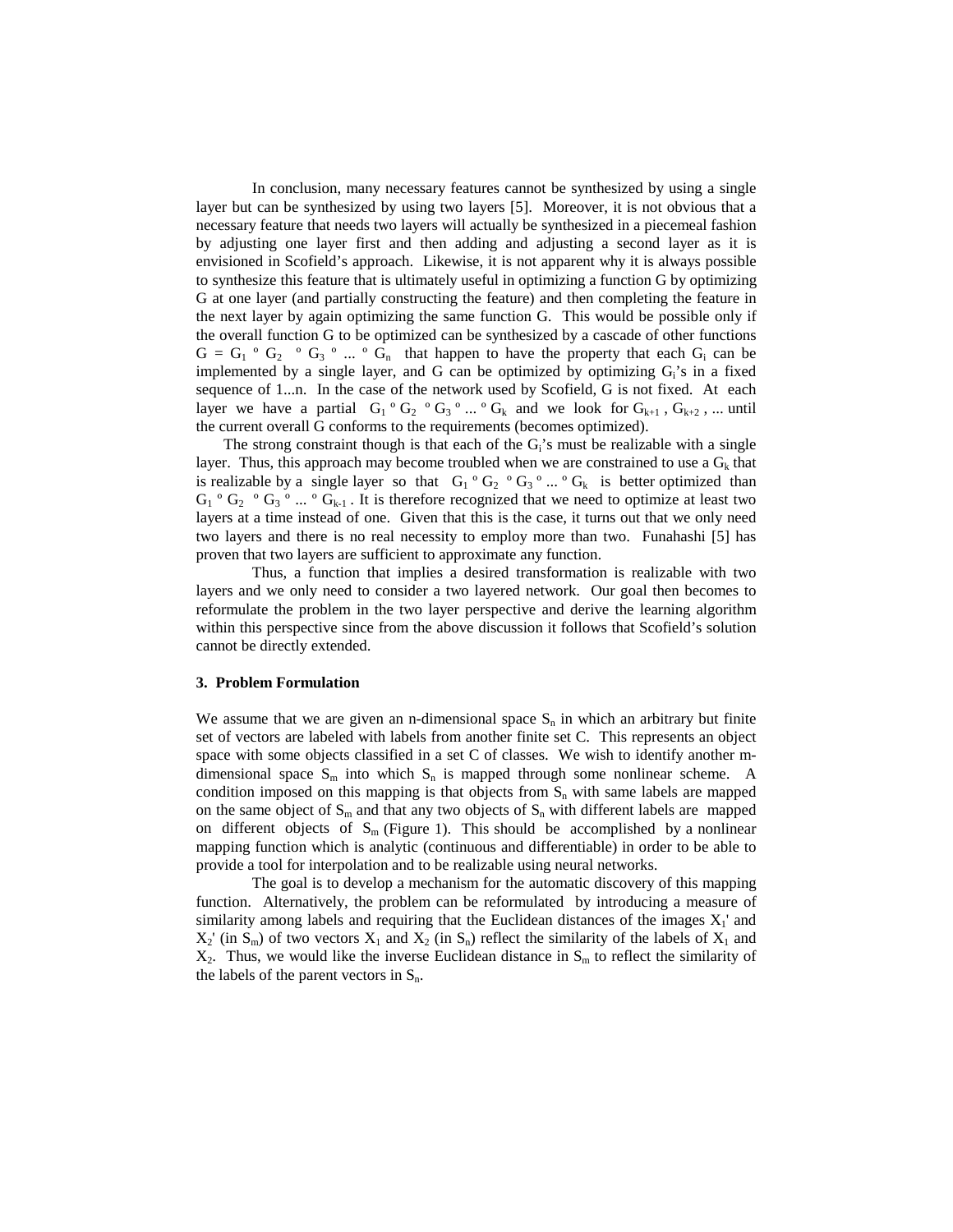In conclusion, many necessary features cannot be synthesized by using a single layer but can be synthesized by using two layers [5]. Moreover, it is not obvious that a necessary feature that needs two layers will actually be synthesized in a piecemeal fashion by adjusting one layer first and then adding and adjusting a second layer as it is envisioned in Scofield's approach. Likewise, it is not apparent why it is always possible to synthesize this feature that is ultimately useful in optimizing a function G by optimizing G at one layer (and partially constructing the feature) and then completing the feature in the next layer by again optimizing the same function G. This would be possible only if the overall function G to be optimized can be synthesized by a cascade of other functions $G = G_1 \circ G_2 \circ G_3 \circ ... \circ G_n$ that happen to have the property that each $G_i$ can be implemented by a single layer, and G can be optimized by optimizing $G_i$'s in a fixed sequence of 1...n. In the case of the network used by Scofield, G is not fixed. At each layer we have a partial $G_1 \circ G_2 \circ G_3 \circ ... \circ G_k$ and we look for $G_{k+1}$, $G_{k+2}$, ... until the current overall G conforms to the requirements (becomes optimized).

The strong constraint though is that each of the $G_i$'s must be realizable with a single layer. Thus, this approach may become troubled when we are constrained to use a $G_k$ that is realizable by a single layer so that $G_1 \circ G_2 \circ G_3 \circ ... \circ G_k$ is better optimized than $G_1 \circ G_2 \circ G_3 \circ ... \circ G_{k-1}$. It is therefore recognized that we need to optimize at least two layers at a time instead of one. Given that this is the case, it turns out that we only need two layers and there is no real necessity to employ more than two. Funahashi [5] has proven that two layers are sufficient to approximate any function.

Thus, a function that implies a desired transformation is realizable with two layers and we only need to consider a two layered network. Our goal then becomes to reformulate the problem in the two layer perspective and derive the learning algorithm within this perspective since from the above discussion it follows that Scofield's solution cannot be directly extended.

### 3. Problem Formulation

We assume that we are given an n-dimensional space $S_n$ in which an arbitrary but finite set of vectors are labeled with labels from another finite set C. This represents an object space with some objects classified in a set C of classes. We wish to identify another m-dimensional space $S_m$ into which $S_n$ is mapped through some nonlinear scheme. A condition imposed on this mapping is that objects from $S_n$ with same labels are mapped on the same object of $S_m$ and that any two objects of $S_n$ with different labels are mapped on different objects of $S_m$ (Figure 1). This should be accomplished by a nonlinear mapping function which is analytic (continuous and differentiable) in order to be able to provide a tool for interpolation and to be realizable using neural networks.

The goal is to develop a mechanism for the automatic discovery of this mapping function. Alternatively, the problem can be reformulated by introducing a measure of similarity among labels and requiring that the Euclidean distances of the images $X_1'$ and $X_2'$ (in $S_m$) of two vectors $X_1$ and $X_2$ (in $S_n$) reflect the similarity of the labels of $X_1$ and $X_2$. Thus, we would like the inverse Euclidean distance in $S_m$ to reflect the similarity of the labels of the parent vectors in $S_n$.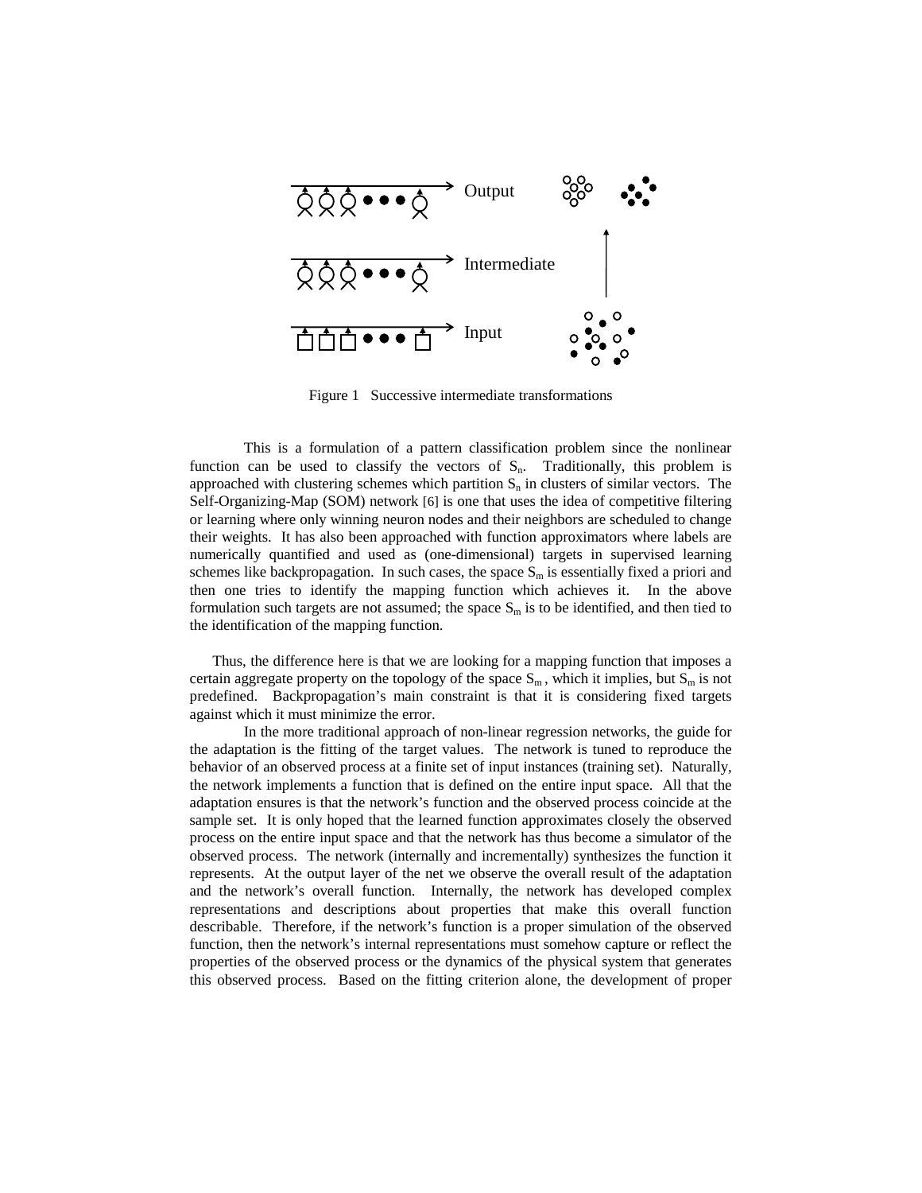Output

Intermediate

Input

Figure 1 Successive intermediate transformations

This is a formulation of a pattern classification problem since the nonlinear function can be used to classify the vectors of $S_n$. Traditionally, this problem is approached with clustering schemes which partition $S_n$ in clusters of similar vectors. The Self-Organizing-Map (SOM) network [6] is one that uses the idea of competitive filtering or learning where only winning neuron nodes and their neighbors are scheduled to change their weights. It has also been approached with function approximators where labels are numerically quantified and used as (one-dimensional) targets in supervised learning schemes like backpropagation. In such cases, the space $S_m$ is essentially fixed a priori and then one tries to identify the mapping function which achieves it. In the above formulation such targets are not assumed; the space $S_m$ is to be identified, and then tied to the identification of the mapping function.

Thus, the difference here is that we are looking for a mapping function that imposes a certain aggregate property on the topology of the space $S_m$, which it implies, but $S_m$ is not predefined. Backpropagation's main constraint is that it is considering fixed targets against which it must minimize the error.

In the more traditional approach of non-linear regression networks, the guide for the adaptation is the fitting of the target values. The network is tuned to reproduce the behavior of an observed process at a finite set of input instances (training set). Naturally, the network implements a function that is defined on the entire input space. All that the adaptation ensures is that the network's function and the observed process coincide at the sample set. It is only hoped that the learned function approximates closely the observed process on the entire input space and that the network has thus become a simulator of the observed process. The network (internally and incrementally) synthesizes the function it represents. At the output layer of the net we observe the overall result of the adaptation and the network's overall function. Internally, the network has developed complex representations and descriptions about properties that make this overall function describable. Therefore, if the network's function is a proper simulation of the observed function, then the network's internal representations must somehow capture or reflect the properties of the observed process or the dynamics of the physical system that generates this observed process. Based on the fitting criterion alone, the development of proper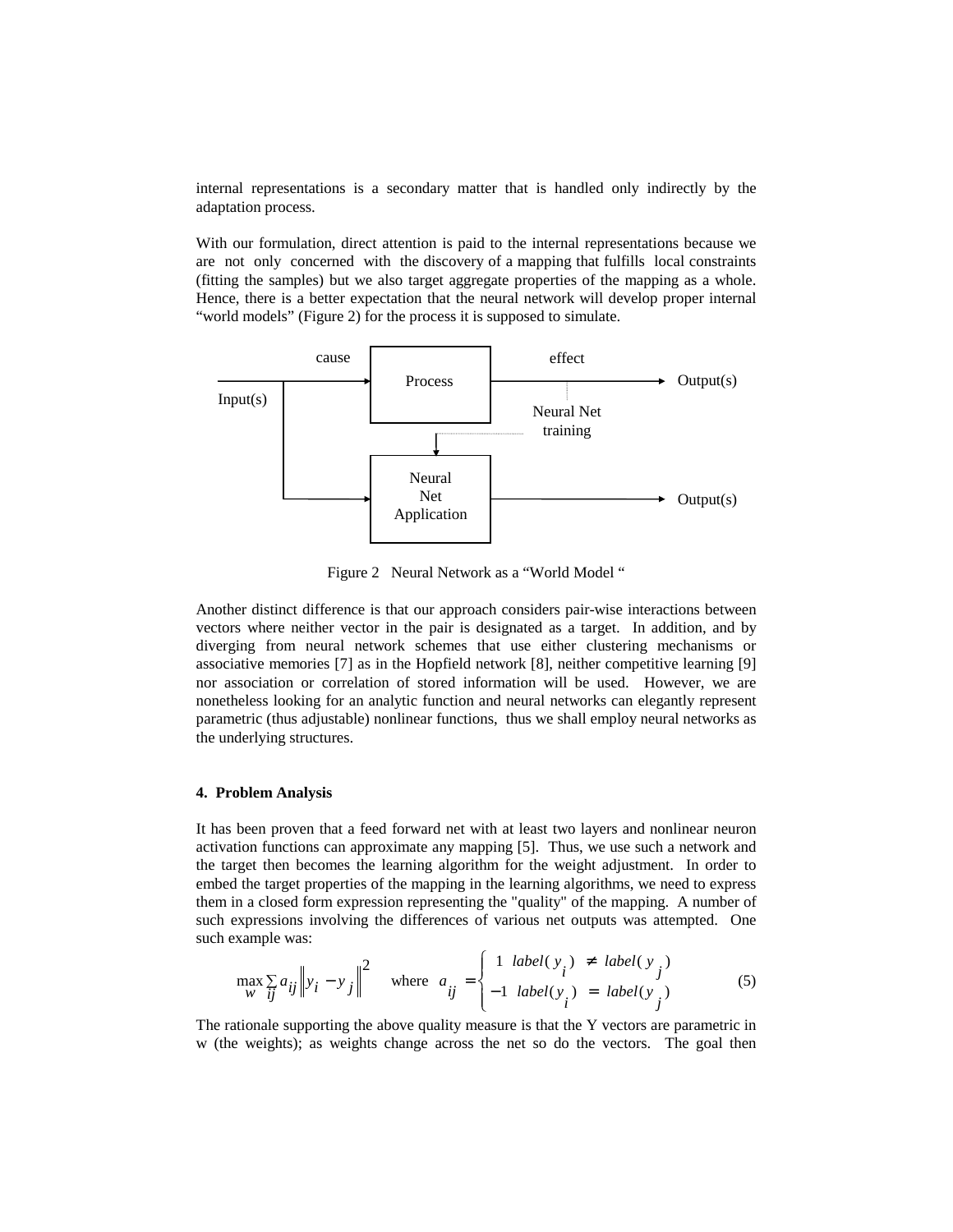internal representations is a secondary matter that is handled only indirectly by the adaptation process.

With our formulation, direct attention is paid to the internal representations because we are not only concerned with the discovery of a mapping that fulfills local constraints (fitting the samples) but we also target aggregate properties of the mapping as a whole. Hence, there is a better expectation that the neural network will develop proper internal "world models" (Figure 2) for the process it is supposed to simulate.

cause | Process | effect | Output(s)

Input(s) | Neural Net training

Neural Net Application | Output(s)

Figure 2 Neural Network as a "World Model "

Another distinct difference is that our approach considers pair-wise interactions between vectors where neither vector in the pair is designated as a target. In addition, and by diverging from neural network schemes that use either clustering mechanisms or associative memories [7] as in the Hopfield network [8], neither competitive learning [9] nor association or correlation of stored information will be used. However, we are nonetheless looking for an analytic function and neural networks can elegantly represent parametric (thus adjustable) nonlinear functions, thus we shall employ neural networks as the underlying structures.

#### 4. Problem Analysis

It has been proven that a feed forward net with at least two layers and nonlinear neuron activation functions can approximate any mapping [5]. Thus, we use such a network and the target then becomes the learning algorithm for the weight adjustment. In order to embed the target properties of the mapping in the learning algorithms, we need to express them in a closed form expression representing the "quality" of the mapping. A number of such expressions involving the differences of various net outputs was attempted. One such example was:

$$\max_{w} \sum_{ij} a_{ij} \left\| y_i - y_j \right\|^2 \quad \text{where} \quad a_{ij} = \begin{cases} 1 & label(y_i) \neq label(y_j) \\ -1 & label(y_i) = label(y_j) \end{cases} \tag{5}$$

The rationale supporting the above quality measure is that the Y vectors are parametric in w (the weights); as weights change across the net so do the vectors. The goal then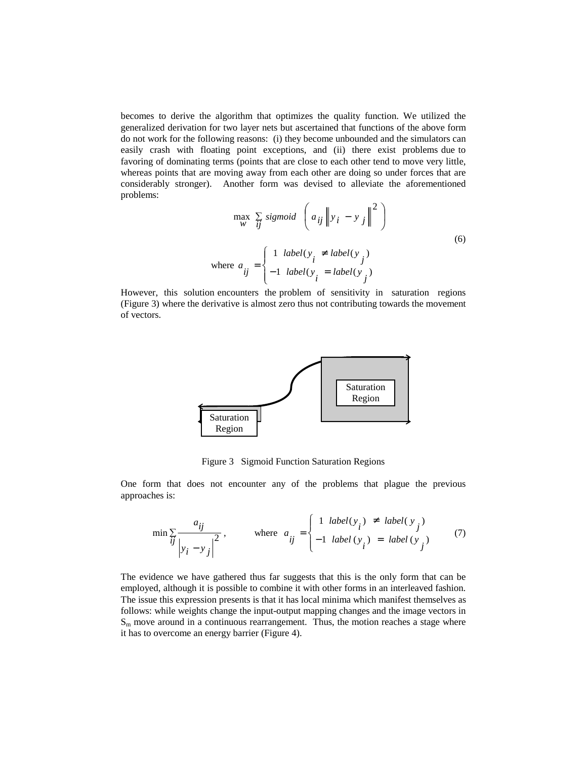becomes to derive the algorithm that optimizes the quality function. We utilized the generalized derivation for two layer nets but ascertained that functions of the above form do not work for the following reasons: (i) they become unbounded and the simulators can easily crash with floating point exceptions, and (ii) there exist problems due to favoring of dominating terms (points that are close to each other tend to move very little, whereas points that are moving away from each other are doing so under forces that are considerably stronger). Another form was devised to alleviate the aforementioned problems:

$$\max_{w} \sum_{ij} sigmoid \left( a_{ij} \left\| y_i - y_j \right\|^2 \right)$$

$$\text{where } a_{ij} = \begin{cases} 1 & label(y_i \neq label(y_j) \\ -1 & label(y_i = label(y_j) \end{cases} \tag{6}$$

However, this solution encounters the problem of sensitivity in saturation regions (Figure 3) where the derivative is almost zero thus not contributing towards the movement of vectors.

Saturation Region

Saturation Region

Figure 3 Sigmoid Function Saturation Regions

One form that does not encounter any of the problems that plague the previous approaches is:

$$\min \sum_{ij} \frac{a_{ij}}{\left| y_i - y_j \right|^2}, \qquad \text{where } a_{ij} = \begin{cases} 1 & label(y_i) \neq label(y_j) \\ -1 & label(y_i) = label(y_j) \end{cases} \tag{7}$$

The evidence we have gathered thus far suggests that this is the only form that can be employed, although it is possible to combine it with other forms in an interleaved fashion. The issue this expression presents is that it has local minima which manifest themselves as follows: while weights change the input-output mapping changes and the image vectors in $S_m$ move around in a continuous rearrangement. Thus, the motion reaches a stage where it has to overcome an energy barrier (Figure 4).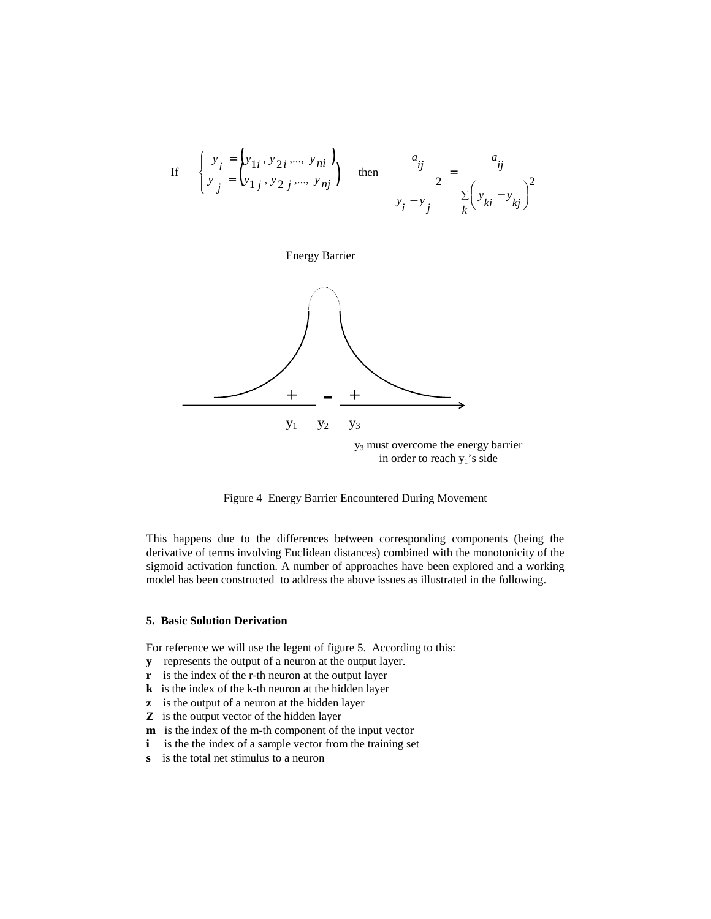If $\begin{cases} y_i = (y_{1i}, y_{2i}, ..., y_{ni}) \\ y_j = (y_{1j}, y_{2j}, ..., y_{nj}) \end{cases}$ then $\dfrac{a_{ij}}{\left|y_i - y_j\right|^2} = \dfrac{a_{ij}}{\sum_k \left(y_{ki} - y_{kj}\right)^2}$

Energy Barrier

$y_1$ $y_2$ $y_3$

$y_3$ must overcome the energy barrier in order to reach $y_1$'s side

Figure 4 Energy Barrier Encountered During Movement

This happens due to the differences between corresponding components (being the derivative of terms involving Euclidean distances) combined with the monotonicity of the sigmoid activation function. A number of approaches have been explored and a working model has been constructed to address the above issues as illustrated in the following.

## 5. Basic Solution Derivation

For reference we will use the legent of figure 5. According to this:

- **y** represents the output of a neuron at the output layer.
- **r** is the index of the r-th neuron at the output layer
- **k** is the index of the k-th neuron at the hidden layer
- **z** is the output of a neuron at the hidden layer
- **Z** is the output vector of the hidden layer
- **m** is the index of the m-th component of the input vector
- **i** is the the index of a sample vector from the training set
- **s** is the total net stimulus to a neuron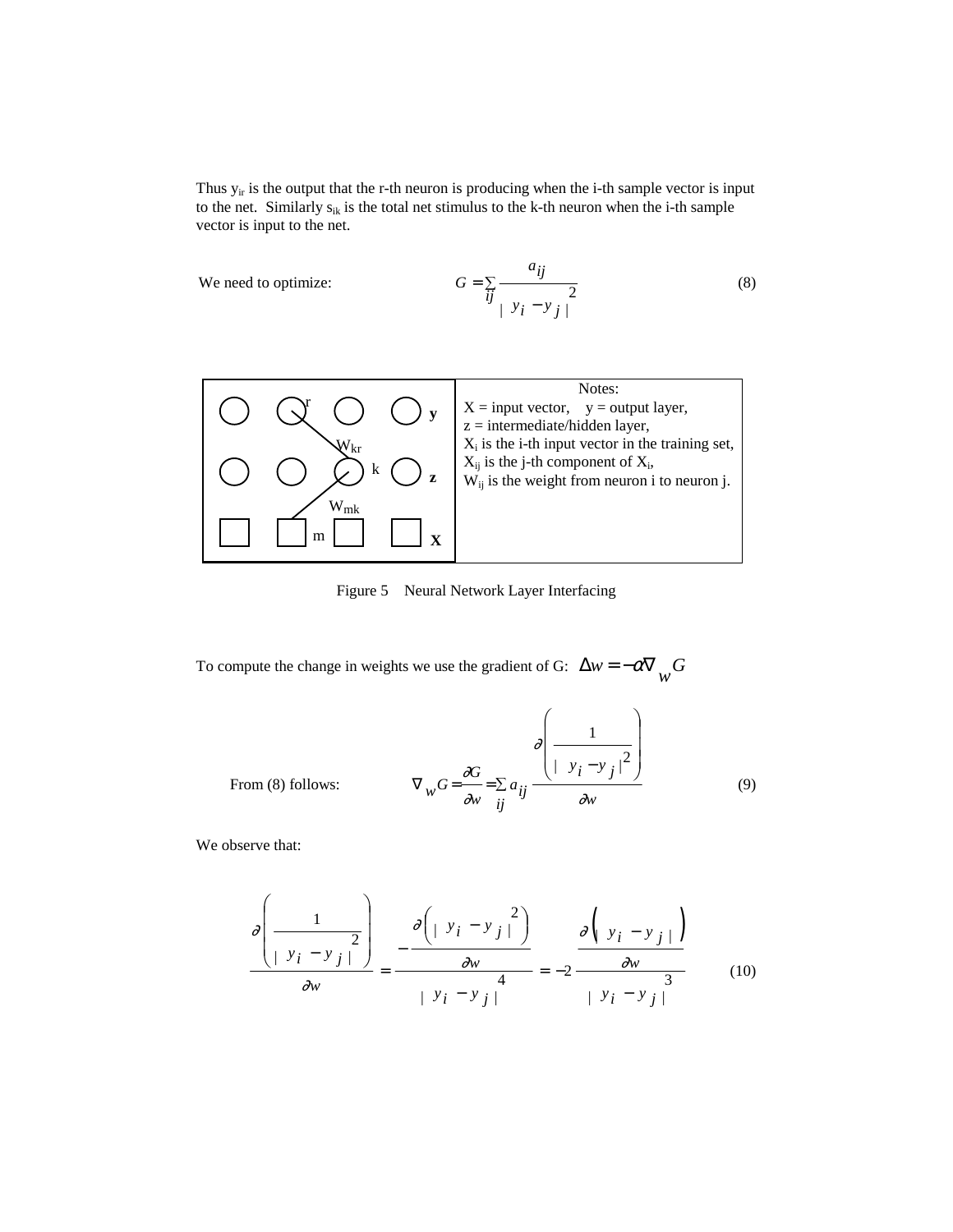Thus $y_{ir}$ is the output that the r-th neuron is producing when the i-th sample vector is input to the net. Similarly $s_{ik}$ is the total net stimulus to the k-th neuron when the i-th sample vector is input to the net.

We need to optimize:

$$G = \sum_{ij} \frac{a_{ij}}{|\, y_i - y_j \,|^2} \tag{8}$$

| | Notes: |
|---|---|
| (diagram: output layer **y** with neuron r; hidden layer **z** with neuron k; input layer **X** with unit m; weights $W_{kr}$ and $W_{mk}$) | X = input vector, y = output layer, z = intermediate/hidden layer, $X_i$ is the i-th input vector in the training set, $X_{ij}$ is the j-th component of $X_i$, $W_{ij}$ is the weight from neuron i to neuron j. |

Figure 5 Neural Network Layer Interfacing

To compute the change in weights we use the gradient of G: $\Delta w = -\alpha \nabla_w G$

From (8) follows:

$$\nabla_w G = \frac{\partial G}{\partial w} = \sum_{ij} a_{ij} \frac{\partial \left( \dfrac{1}{|\, y_i - y_j \,|^2} \right)}{\partial w} \tag{9}$$

We observe that:

$$\frac{\partial \left( \dfrac{1}{|\, y_i - y_j \,|^2} \right)}{\partial w} = \frac{-\dfrac{\partial \left( |\, y_i - y_j \,|^2 \right)}{\partial w}}{|\, y_i - y_j \,|^4} = -2 \frac{\dfrac{\partial \left( |\, y_i - y_j \,| \right)}{\partial w}}{|\, y_i - y_j \,|^3} \tag{10}$$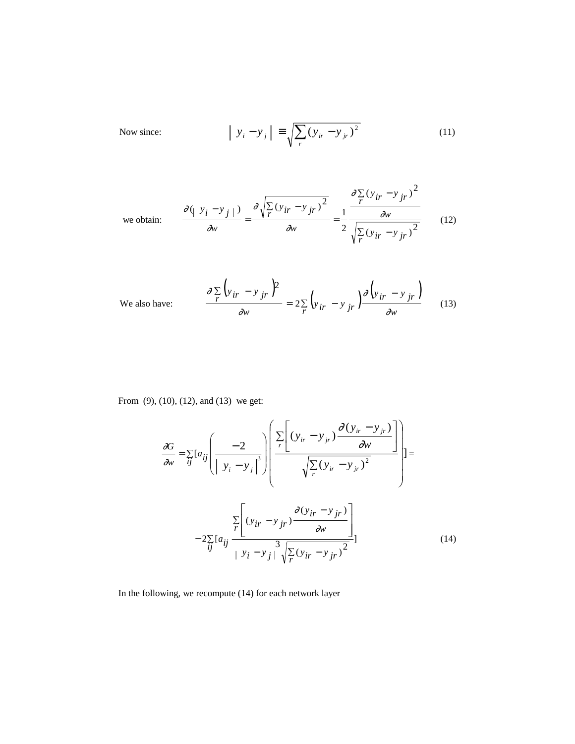Now since:

$$\left| y_i - y_j \right| \equiv \sqrt{\sum_r (y_{ir} - y_{jr})^2} \tag{11}$$

we obtain:

$$\frac{\partial(|\ y_i - y_j\ |)}{\partial w} = \frac{\partial \sqrt{\sum_r (y_{ir} - y_{jr})^2}}{\partial w} = \frac{1}{2} \frac{\dfrac{\partial \sum_r (y_{ir} - y_{jr})^2}{\partial w}}{\sqrt{\sum_r (y_{ir} - y_{jr})^2}} \tag{12}$$

We also have:

$$\frac{\partial \sum_r \left(y_{ir} - y_{jr}\right)^2}{\partial w} = 2 \sum_r \left(y_{ir} - y_{jr}\right) \frac{\partial \left(y_{ir} - y_{jr}\right)}{\partial w} \tag{13}$$

From (9), (10), (12), and (13) we get:

$$\frac{\partial G}{\partial w} = \sum_{ij} [a_{ij} \left( \frac{-2}{\left| y_i - y_j \right|^3} \right) \left( \frac{\sum_r \left[ (y_{ir} - y_{jr}) \dfrac{\partial (y_{ir} - y_{jr})}{\partial w} \right]}{\sqrt{\sum_r (y_{ir} - y_{jr})^2}} \right)] =$$

$$-2 \sum_{ij} [a_{ij} \frac{\sum_r \left[ (y_{ir} - y_{jr}) \dfrac{\partial (y_{ir} - y_{jr})}{\partial w} \right]}{|\ y_i - y_j\ |^3 \sqrt{\sum_r (y_{ir} - y_{jr})^2}}] \tag{14}$$

In the following, we recompute (14) for each network layer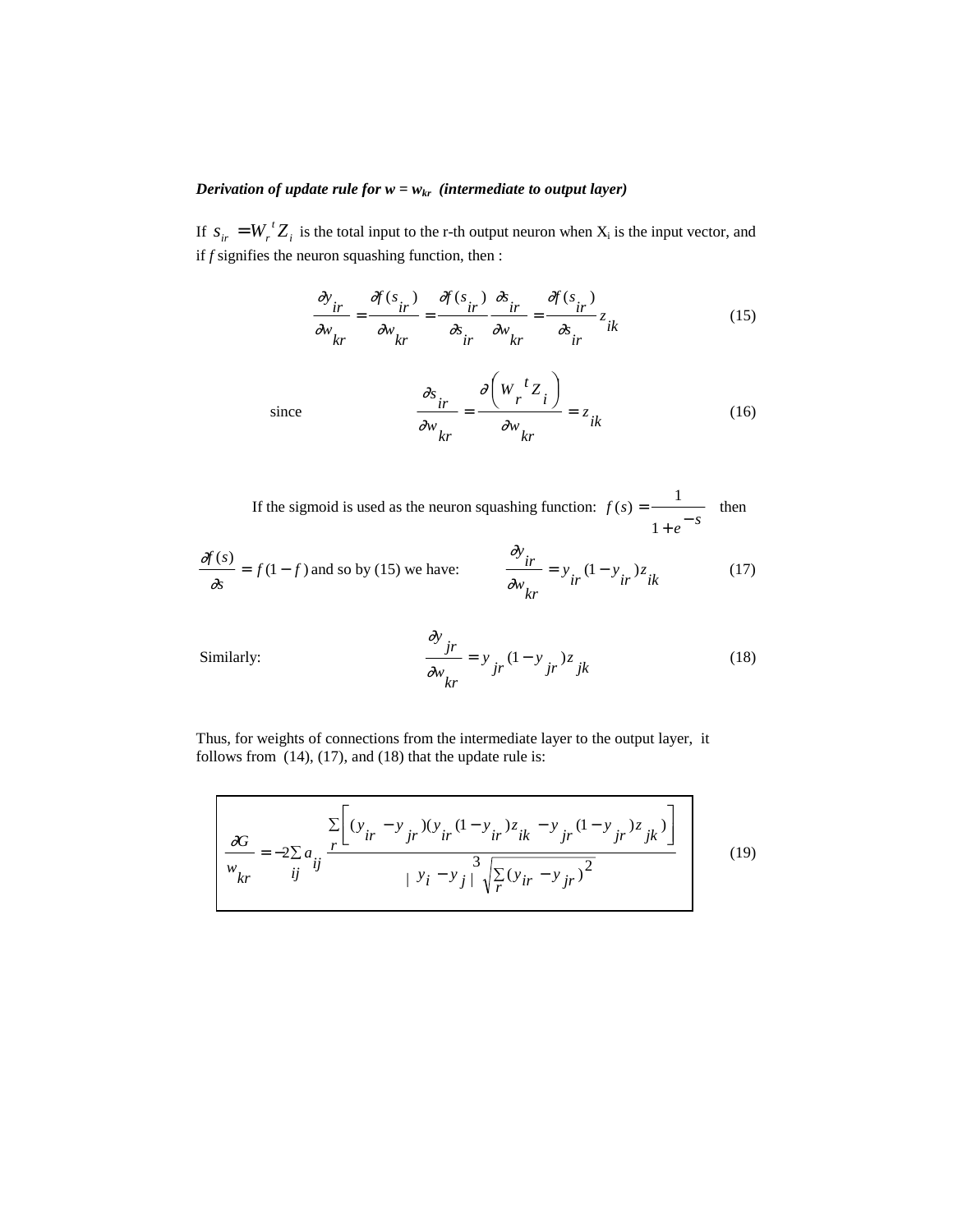***Derivation of update rule for w = $w_{kr}$ (intermediate to output layer)***

If $s_{ir} = W_r{}^t Z_i$ is the total input to the r-th output neuron when $X_i$ is the input vector, and if *f* signifies the neuron squashing function, then :

$$\frac{\partial y_{ir}}{\partial w_{kr}} = \frac{\partial f(s_{ir})}{\partial w_{kr}} = \frac{\partial f(s_{ir})}{\partial s_{ir}} \frac{\partial s_{ir}}{\partial w_{kr}} = \frac{\partial f(s_{ir})}{\partial s_{ir}} z_{ik} \tag{15}$$

since

$$\frac{\partial s_{ir}}{\partial w_{kr}} = \frac{\partial \left( W_r{}^t Z_i \right)}{\partial w_{kr}} = z_{ik} \tag{16}$$

If the sigmoid is used as the neuron squashing function: $f(s) = \dfrac{1}{1+e^{-s}}$ then

$\dfrac{\partial f(s)}{\partial s} = f(1-f)$ and so by (15) we have:

$$\frac{\partial y_{ir}}{\partial w_{kr}} = y_{ir}(1-y_{ir})z_{ik} \tag{17}$$

Similarly:

$$\frac{\partial y_{jr}}{\partial w_{kr}} = y_{jr}(1-y_{jr})z_{jk} \tag{18}$$

Thus, for weights of connections from the intermediate layer to the output layer, it follows from (14), (17), and (18) that the update rule is:

$$\frac{\partial G}{w_{kr}} = -2\sum_{ij} a_{ij} \frac{\sum_r \left[ (y_{ir} - y_{jr})(y_{ir}(1-y_{ir})z_{ik} - y_{jr}(1-y_{jr})z_{jk}) \right]}{|\, y_i - y_j \,|^3 \sqrt{\sum_r (y_{ir} - y_{jr})^2}} \tag{19}$$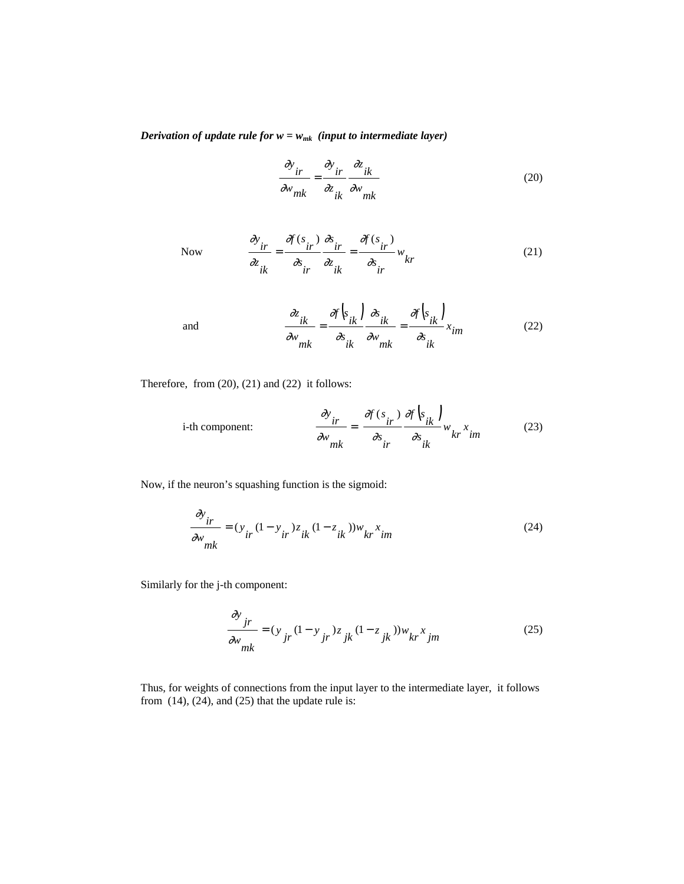***Derivation of update rule for w = $w_{mk}$ (input to intermediate layer)***

$$\frac{\partial y_{ir}}{\partial w_{mk}} = \frac{\partial y_{ir}}{\partial z_{ik}} \frac{\partial z_{ik}}{\partial w_{mk}} \tag{20}$$

Now
$$\frac{\partial y_{ir}}{\partial z_{ik}} = \frac{\partial f(s_{ir})}{\partial s_{ir}} \frac{\partial s_{ir}}{\partial z_{ik}} = \frac{\partial f(s_{ir})}{\partial s_{ir}} w_{kr} \tag{21}$$

and
$$\frac{\partial z_{ik}}{\partial w_{mk}} = \frac{\partial f\left(s_{ik}\right)}{\partial s_{ik}} \frac{\partial s_{ik}}{\partial w_{mk}} = \frac{\partial f\left(s_{ik}\right)}{\partial s_{ik}} x_{im} \tag{22}$$

Therefore, from (20), (21) and (22) it follows:

i-th component:
$$\frac{\partial y_{ir}}{\partial w_{mk}} = \frac{\partial f(s_{ir})}{\partial s_{ir}} \frac{\partial f\left(s_{ik}\right)}{\partial s_{ik}} w_{kr} x_{im} \tag{23}$$

Now, if the neuron's squashing function is the sigmoid:

$$\frac{\partial y_{ir}}{\partial w_{mk}} = (y_{ir}(1 - y_{ir}) z_{ik}(1 - z_{ik})) w_{kr} x_{im} \tag{24}$$

Similarly for the j-th component:

$$\frac{\partial y_{jr}}{\partial w_{mk}} = (y_{jr}(1 - y_{jr}) z_{jk}(1 - z_{jk})) w_{kr} x_{jm} \tag{25}$$

Thus, for weights of connections from the input layer to the intermediate layer, it follows from (14), (24), and (25) that the update rule is: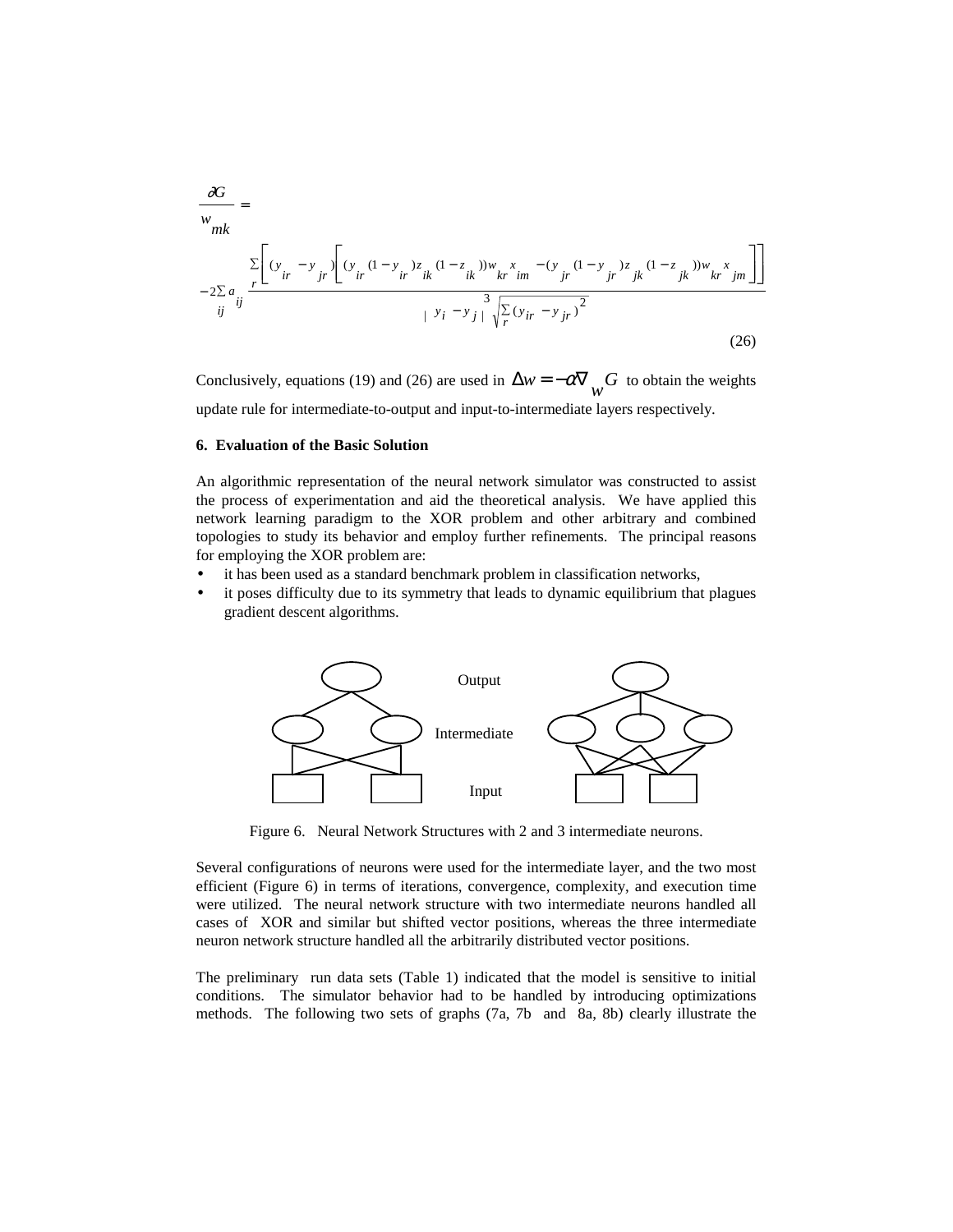$$\frac{\partial G}{w_{mk}} =$$

$$-2\sum_{ij} a_{ij} \frac{\sum_r \left[ (y_{ir} - y_{jr}) \left[ (y_{ir}(1-y_{ir})z_{ik}(1-z_{ik}))w_{kr}x_{im} - (y_{jr}(1-y_{jr})z_{jk}(1-z_{jk}))w_{kr}x_{jm} \right] \right]}{|\, y_i - y_j \,|^3 \sqrt{\sum_r (y_{ir} - y_{jr})^2}} \tag{26}$$

Conclusively, equations (19) and (26) are used in $\Delta w = -\alpha \nabla_w G$ to obtain the weights update rule for intermediate-to-output and input-to-intermediate layers respectively.

### 6. Evaluation of the Basic Solution

An algorithmic representation of the neural network simulator was constructed to assist the process of experimentation and aid the theoretical analysis. We have applied this network learning paradigm to the XOR problem and other arbitrary and combined topologies to study its behavior and employ further refinements. The principal reasons for employing the XOR problem are:

- it has been used as a standard benchmark problem in classification networks,
- it poses difficulty due to its symmetry that leads to dynamic equilibrium that plagues gradient descent algorithms.

Figure 6. Neural Network Structures with 2 and 3 intermediate neurons.

Several configurations of neurons were used for the intermediate layer, and the two most efficient (Figure 6) in terms of iterations, convergence, complexity, and execution time were utilized. The neural network structure with two intermediate neurons handled all cases of XOR and similar but shifted vector positions, whereas the three intermediate neuron network structure handled all the arbitrarily distributed vector positions.

The preliminary run data sets (Table 1) indicated that the model is sensitive to initial conditions. The simulator behavior had to be handled by introducing optimizations methods. The following two sets of graphs (7a, 7b and 8a, 8b) clearly illustrate the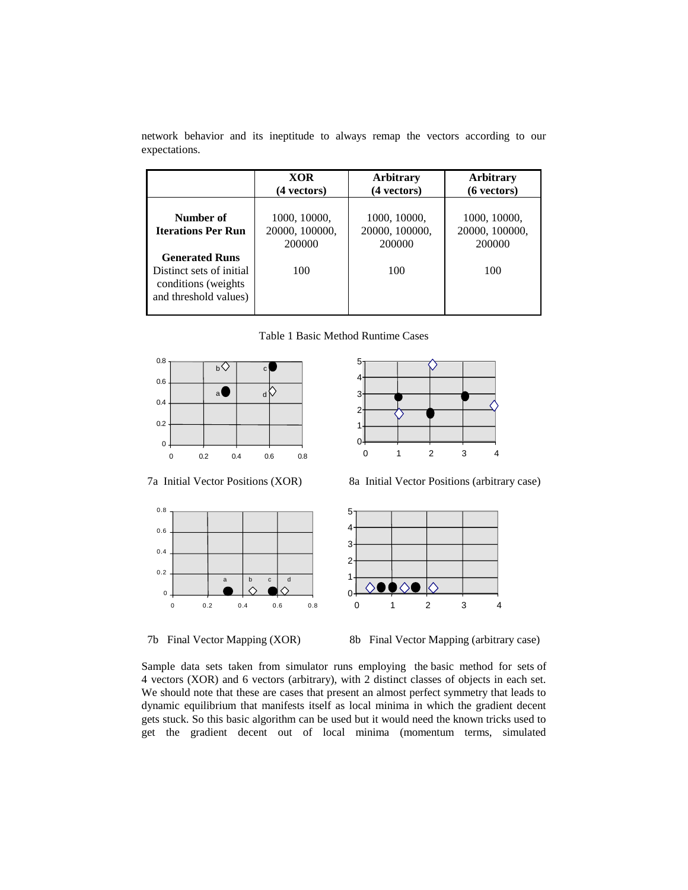network behavior and its ineptitude to always remap the vectors according to our expectations.

| | XOR (4 vectors) | Arbitrary (4 vectors) | Arbitrary (6 vectors) |
|---|---|---|---|
| **Number of Iterations Per Run** | 1000, 10000, 20000, 100000, 200000 | 1000, 10000, 20000, 100000, 200000 | 1000, 10000, 20000, 100000, 200000 |
| **Generated Runs** Distinct sets of initial conditions (weights and threshold values) | 100 | 100 | 100 |

Table 1 Basic Method Runtime Cases

7a Initial Vector Positions (XOR)

8a Initial Vector Positions (arbitrary case)

7b Final Vector Mapping (XOR)

8b Final Vector Mapping (arbitrary case)

Sample data sets taken from simulator runs employing the basic method for sets of 4 vectors (XOR) and 6 vectors (arbitrary), with 2 distinct classes of objects in each set. We should note that these are cases that present an almost perfect symmetry that leads to dynamic equilibrium that manifests itself as local minima in which the gradient decent gets stuck. So this basic algorithm can be used but it would need the known tricks used to get the gradient decent out of local minima (momentum terms, simulated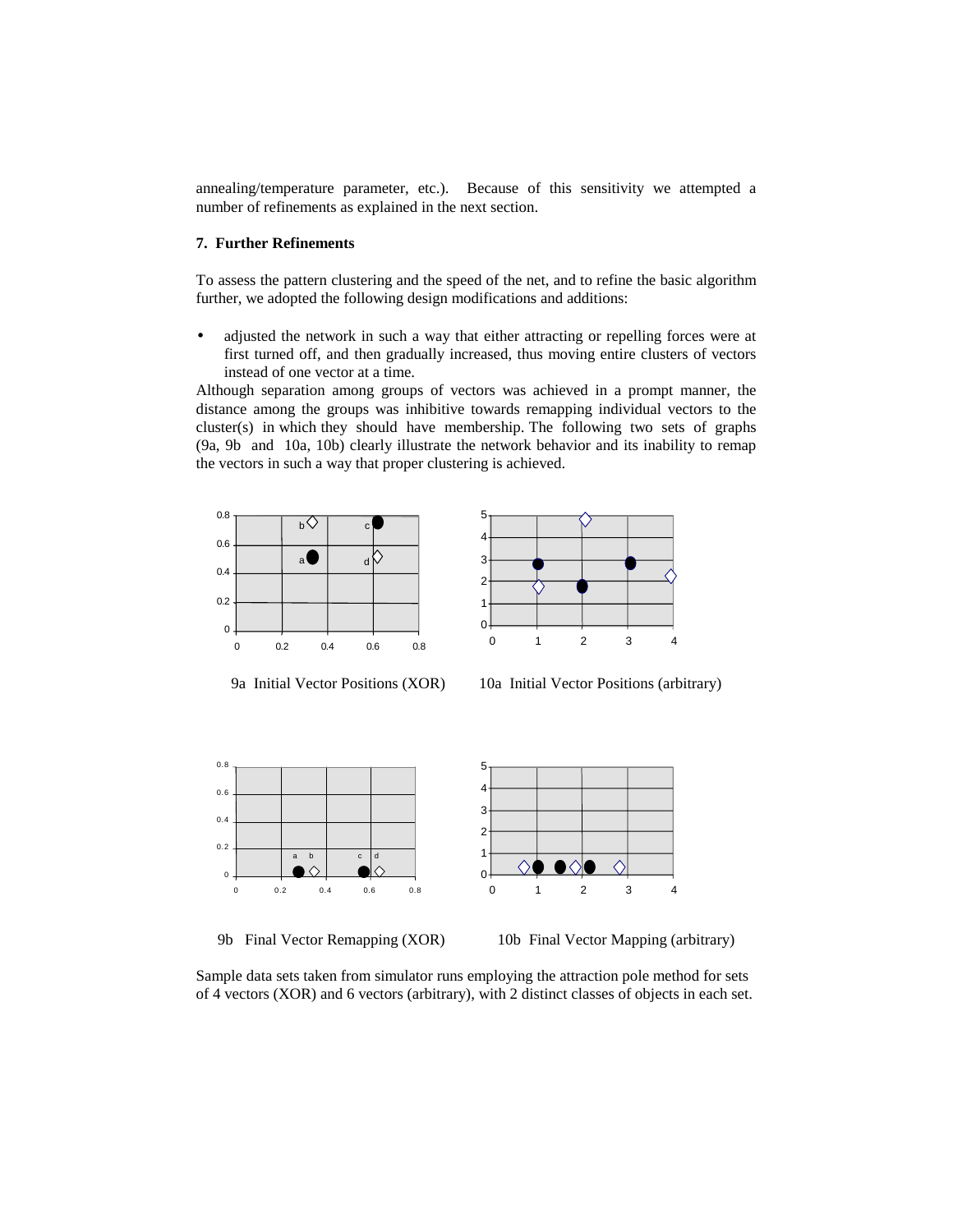annealing/temperature parameter, etc.). Because of this sensitivity we attempted a number of refinements as explained in the next section.

### 7. Further Refinements

To assess the pattern clustering and the speed of the net, and to refine the basic algorithm further, we adopted the following design modifications and additions:

- adjusted the network in such a way that either attracting or repelling forces were at first turned off, and then gradually increased, thus moving entire clusters of vectors instead of one vector at a time.

Although separation among groups of vectors was achieved in a prompt manner, the distance among the groups was inhibitive towards remapping individual vectors to the cluster(s) in which they should have membership. The following two sets of graphs (9a, 9b and 10a, 10b) clearly illustrate the network behavior and its inability to remap the vectors in such a way that proper clustering is achieved.

9a Initial Vector Positions (XOR)

10a Initial Vector Positions (arbitrary)

9b Final Vector Remapping (XOR)

10b Final Vector Mapping (arbitrary)

Sample data sets taken from simulator runs employing the attraction pole method for sets of 4 vectors (XOR) and 6 vectors (arbitrary), with 2 distinct classes of objects in each set.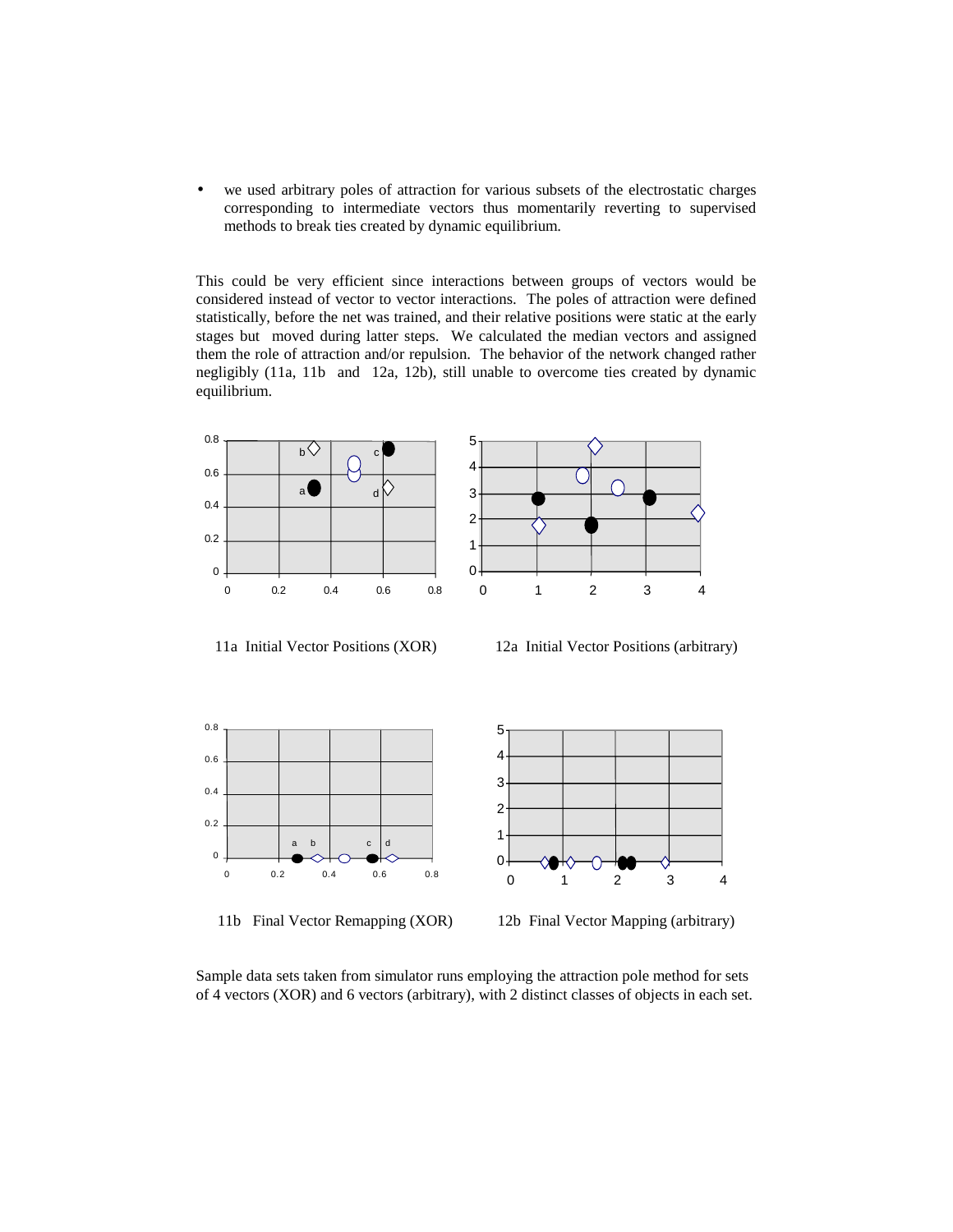- we used arbitrary poles of attraction for various subsets of the electrostatic charges corresponding to intermediate vectors thus momentarily reverting to supervised methods to break ties created by dynamic equilibrium.

This could be very efficient since interactions between groups of vectors would be considered instead of vector to vector interactions. The poles of attraction were defined statistically, before the net was trained, and their relative positions were static at the early stages but moved during latter steps. We calculated the median vectors and assigned them the role of attraction and/or repulsion. The behavior of the network changed rather negligibly (11a, 11b and 12a, 12b), still unable to overcome ties created by dynamic equilibrium.

11a Initial Vector Positions (XOR)

12a Initial Vector Positions (arbitrary)

11b Final Vector Remapping (XOR)

12b Final Vector Mapping (arbitrary)

Sample data sets taken from simulator runs employing the attraction pole method for sets of 4 vectors (XOR) and 6 vectors (arbitrary), with 2 distinct classes of objects in each set.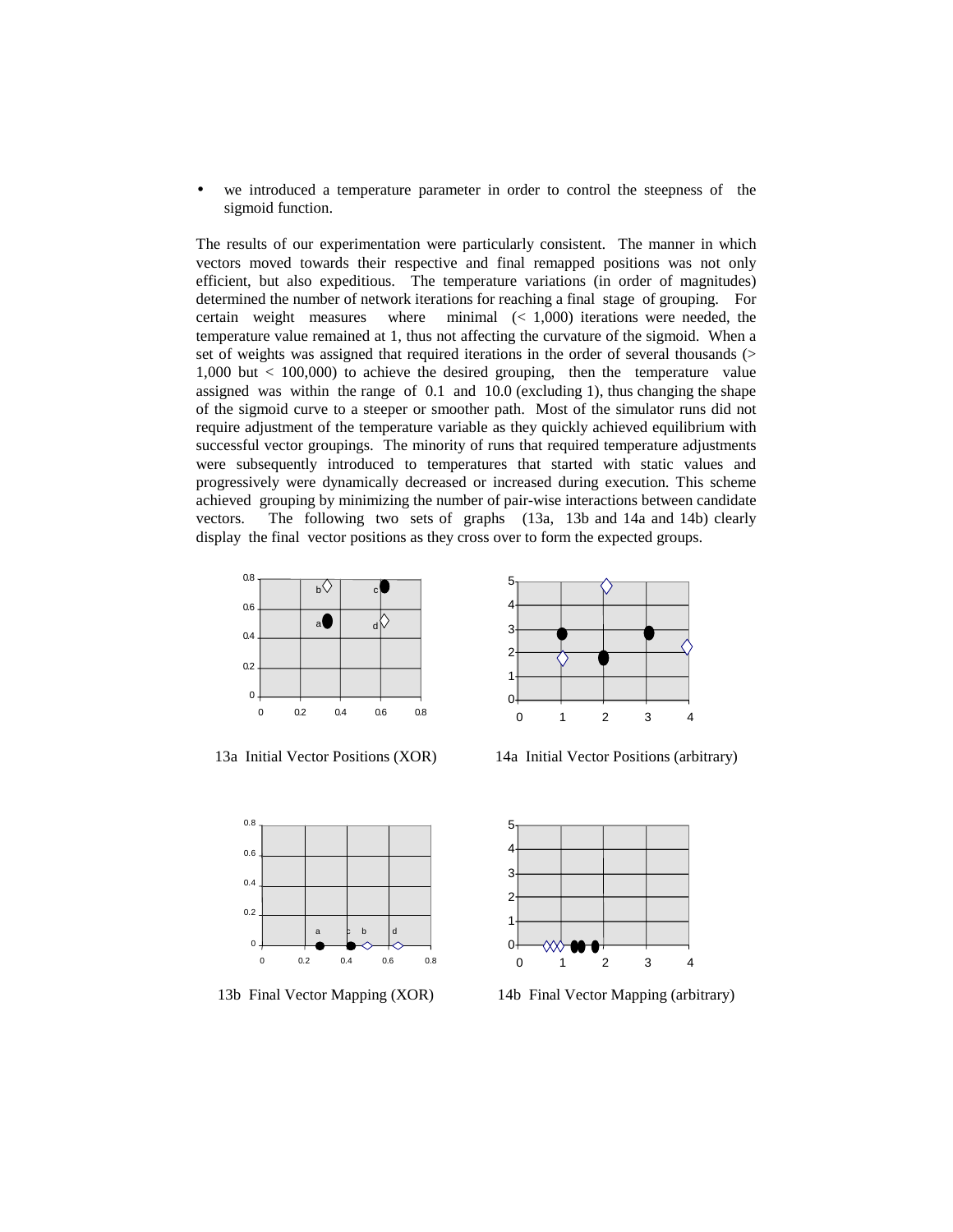- we introduced a temperature parameter in order to control the steepness of the sigmoid function.

The results of our experimentation were particularly consistent. The manner in which vectors moved towards their respective and final remapped positions was not only efficient, but also expeditious. The temperature variations (in order of magnitudes) determined the number of network iterations for reaching a final stage of grouping. For certain weight measures where minimal (< 1,000) iterations were needed, the temperature value remained at 1, thus not affecting the curvature of the sigmoid. When a set of weights was assigned that required iterations in the order of several thousands (> 1,000 but < 100,000) to achieve the desired grouping, then the temperature value assigned was within the range of 0.1 and 10.0 (excluding 1), thus changing the shape of the sigmoid curve to a steeper or smoother path. Most of the simulator runs did not require adjustment of the temperature variable as they quickly achieved equilibrium with successful vector groupings. The minority of runs that required temperature adjustments were subsequently introduced to temperatures that started with static values and progressively were dynamically decreased or increased during execution. This scheme achieved grouping by minimizing the number of pair-wise interactions between candidate vectors. The following two sets of graphs (13a, 13b and 14a and 14b) clearly display the final vector positions as they cross over to form the expected groups.

13a Initial Vector Positions (XOR)

14a Initial Vector Positions (arbitrary)

13b Final Vector Mapping (XOR)

14b Final Vector Mapping (arbitrary)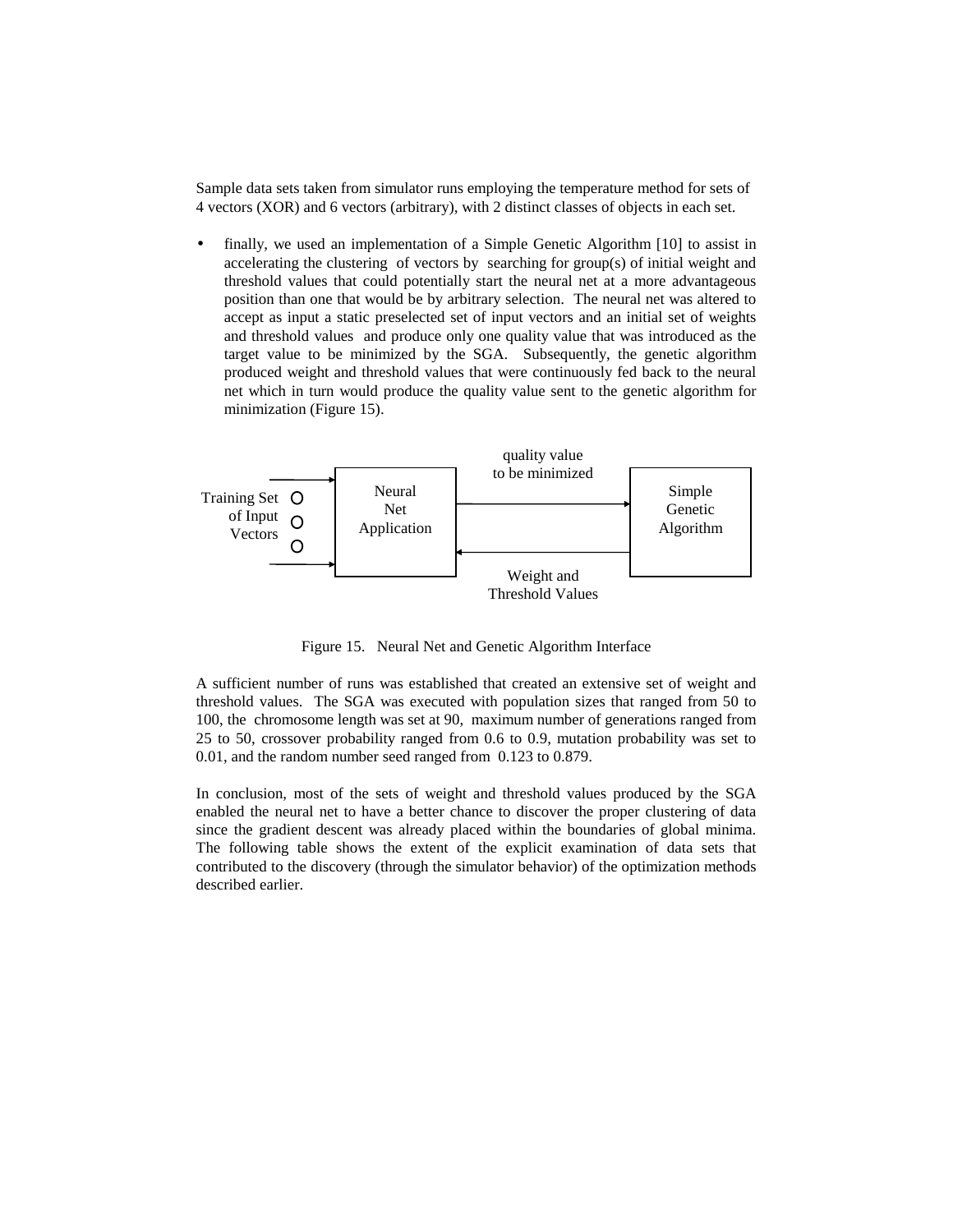Sample data sets taken from simulator runs employing the temperature method for sets of 4 vectors (XOR) and 6 vectors (arbitrary), with 2 distinct classes of objects in each set.

- finally, we used an implementation of a Simple Genetic Algorithm [10] to assist in accelerating the clustering of vectors by searching for group(s) of initial weight and threshold values that could potentially start the neural net at a more advantageous position than one that would be by arbitrary selection. The neural net was altered to accept as input a static preselected set of input vectors and an initial set of weights and threshold values and produce only one quality value that was introduced as the target value to be minimized by the SGA. Subsequently, the genetic algorithm produced weight and threshold values that were continuously fed back to the neural net which in turn would produce the quality value sent to the genetic algorithm for minimization (Figure 15).

Training Set of Input Vectors → Neural Net Application —(quality value to be minimized)→ Simple Genetic Algorithm —(Weight and Threshold Values)→ Neural Net Application

Figure 15. Neural Net and Genetic Algorithm Interface

A sufficient number of runs was established that created an extensive set of weight and threshold values. The SGA was executed with population sizes that ranged from 50 to 100, the chromosome length was set at 90, maximum number of generations ranged from 25 to 50, crossover probability ranged from 0.6 to 0.9, mutation probability was set to 0.01, and the random number seed ranged from 0.123 to 0.879.

In conclusion, most of the sets of weight and threshold values produced by the SGA enabled the neural net to have a better chance to discover the proper clustering of data since the gradient descent was already placed within the boundaries of global minima. The following table shows the extent of the explicit examination of data sets that contributed to the discovery (through the simulator behavior) of the optimization methods described earlier.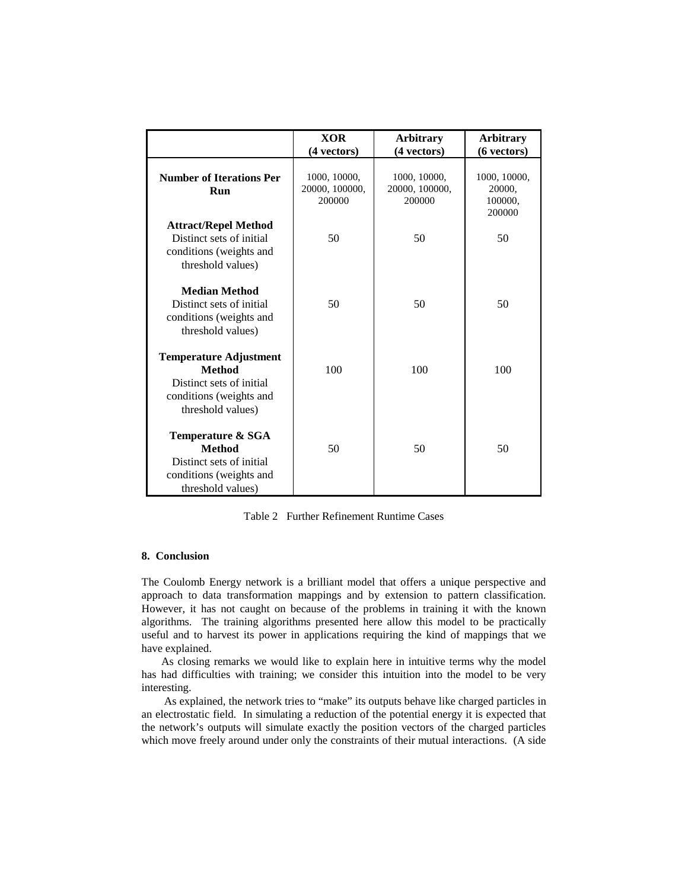| | XOR (4 vectors) | Arbitrary (4 vectors) | Arbitrary (6 vectors) |
|---|---|---|---|
| **Number of Iterations Per Run** | 1000, 10000, 20000, 100000, 200000 | 1000, 10000, 20000, 100000, 200000 | 1000, 10000, 20000, 100000, 200000 |
| **Attract/Repel Method** Distinct sets of initial conditions (weights and threshold values) | 50 | 50 | 50 |
| **Median Method** Distinct sets of initial conditions (weights and threshold values) | 50 | 50 | 50 |
| **Temperature Adjustment Method** Distinct sets of initial conditions (weights and threshold values) | 100 | 100 | 100 |
| **Temperature & SGA Method** Distinct sets of initial conditions (weights and threshold values) | 50 | 50 | 50 |

Table 2 Further Refinement Runtime Cases

### 8. Conclusion

The Coulomb Energy network is a brilliant model that offers a unique perspective and approach to data transformation mappings and by extension to pattern classification. However, it has not caught on because of the problems in training it with the known algorithms. The training algorithms presented here allow this model to be practically useful and to harvest its power in applications requiring the kind of mappings that we have explained.

As closing remarks we would like to explain here in intuitive terms why the model has had difficulties with training; we consider this intuition into the model to be very interesting.

As explained, the network tries to "make" its outputs behave like charged particles in an electrostatic field. In simulating a reduction of the potential energy it is expected that the network's outputs will simulate exactly the position vectors of the charged particles which move freely around under only the constraints of their mutual interactions. (A side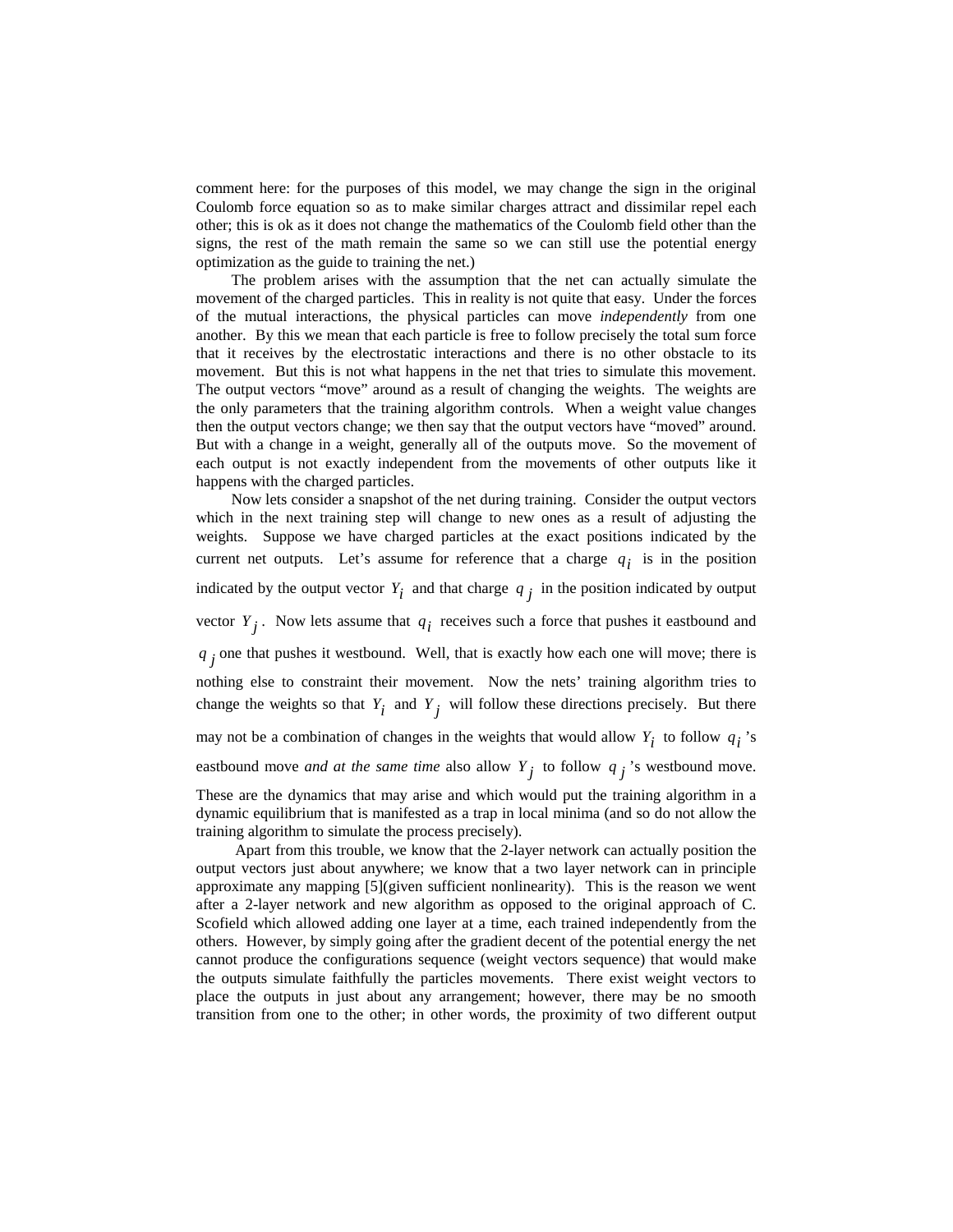comment here: for the purposes of this model, we may change the sign in the original Coulomb force equation so as to make similar charges attract and dissimilar repel each other; this is ok as it does not change the mathematics of the Coulomb field other than the signs, the rest of the math remain the same so we can still use the potential energy optimization as the guide to training the net.)

The problem arises with the assumption that the net can actually simulate the movement of the charged particles. This in reality is not quite that easy. Under the forces of the mutual interactions, the physical particles can move *independently* from one another. By this we mean that each particle is free to follow precisely the total sum force that it receives by the electrostatic interactions and there is no other obstacle to its movement. But this is not what happens in the net that tries to simulate this movement. The output vectors "move" around as a result of changing the weights. The weights are the only parameters that the training algorithm controls. When a weight value changes then the output vectors change; we then say that the output vectors have "moved" around. But with a change in a weight, generally all of the outputs move. So the movement of each output is not exactly independent from the movements of other outputs like it happens with the charged particles.

Now lets consider a snapshot of the net during training. Consider the output vectors which in the next training step will change to new ones as a result of adjusting the weights. Suppose we have charged particles at the exact positions indicated by the current net outputs. Let's assume for reference that a charge $q_i$ is in the position indicated by the output vector $Y_i$ and that charge $q_j$ in the position indicated by output vector $Y_j$. Now lets assume that $q_i$ receives such a force that pushes it eastbound and $q_j$ one that pushes it westbound. Well, that is exactly how each one will move; there is nothing else to constraint their movement. Now the nets' training algorithm tries to change the weights so that $Y_i$ and $Y_j$ will follow these directions precisely. But there may not be a combination of changes in the weights that would allow $Y_i$ to follow $q_i$'s eastbound move *and at the same time* also allow $Y_j$ to follow $q_j$'s westbound move. These are the dynamics that may arise and which would put the training algorithm in a dynamic equilibrium that is manifested as a trap in local minima (and so do not allow the training algorithm to simulate the process precisely).

Apart from this trouble, we know that the 2-layer network can actually position the output vectors just about anywhere; we know that a two layer network can in principle approximate any mapping [5](given sufficient nonlinearity). This is the reason we went after a 2-layer network and new algorithm as opposed to the original approach of C. Scofield which allowed adding one layer at a time, each trained independently from the others. However, by simply going after the gradient decent of the potential energy the net cannot produce the configurations sequence (weight vectors sequence) that would make the outputs simulate faithfully the particles movements. There exist weight vectors to place the outputs in just about any arrangement; however, there may be no smooth transition from one to the other; in other words, the proximity of two different output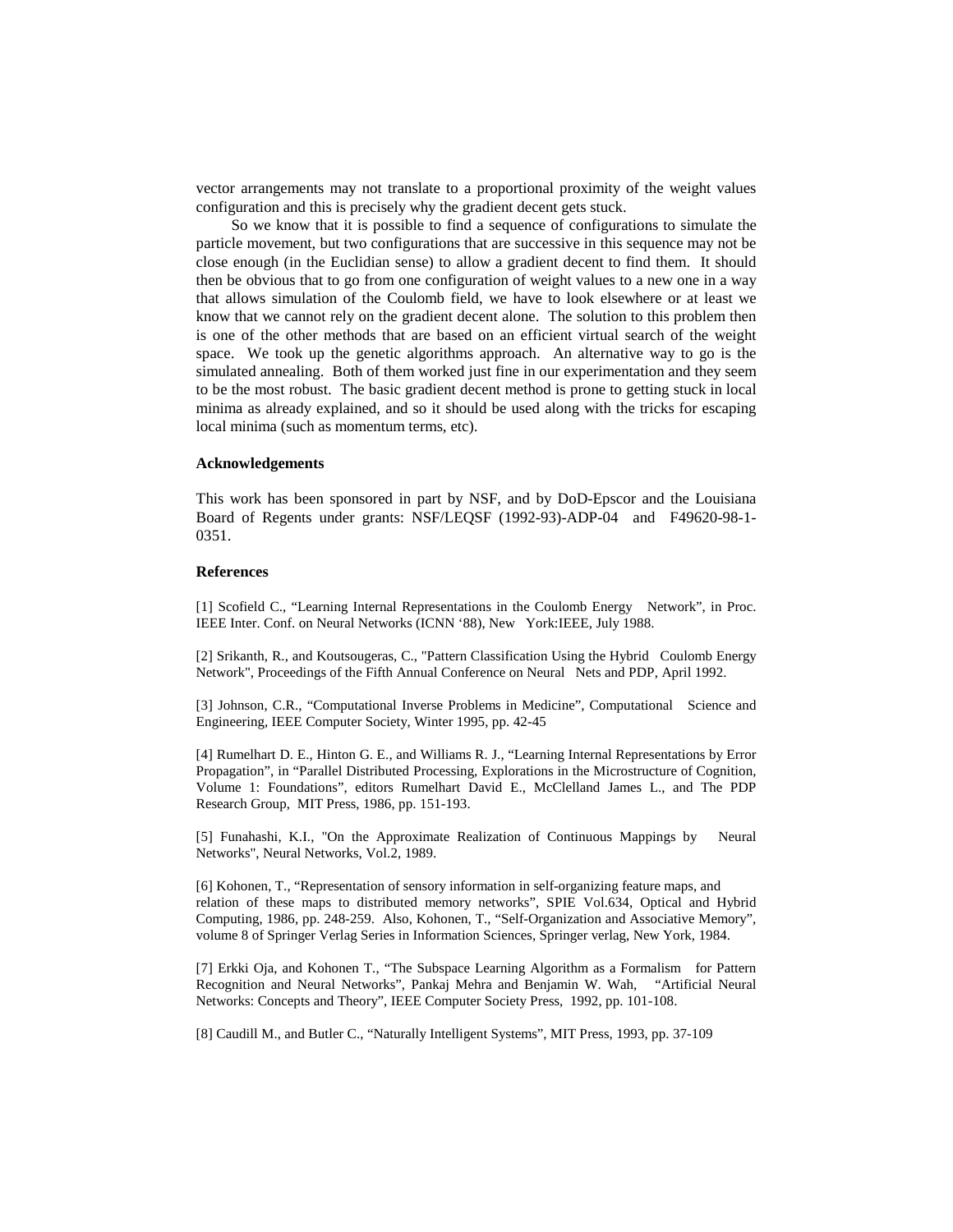vector arrangements may not translate to a proportional proximity of the weight values configuration and this is precisely why the gradient decent gets stuck.

So we know that it is possible to find a sequence of configurations to simulate the particle movement, but two configurations that are successive in this sequence may not be close enough (in the Euclidian sense) to allow a gradient decent to find them. It should then be obvious that to go from one configuration of weight values to a new one in a way that allows simulation of the Coulomb field, we have to look elsewhere or at least we know that we cannot rely on the gradient decent alone. The solution to this problem then is one of the other methods that are based on an efficient virtual search of the weight space. We took up the genetic algorithms approach. An alternative way to go is the simulated annealing. Both of them worked just fine in our experimentation and they seem to be the most robust. The basic gradient decent method is prone to getting stuck in local minima as already explained, and so it should be used along with the tricks for escaping local minima (such as momentum terms, etc).

**Acknowledgements**

This work has been sponsored in part by NSF, and by DoD-Epscor and the Louisiana Board of Regents under grants: NSF/LEQSF (1992-93)-ADP-04 and F49620-98-1-0351.

**References**

[1] Scofield C., "Learning Internal Representations in the Coulomb Energy Network", in Proc. IEEE Inter. Conf. on Neural Networks (ICNN '88), New York:IEEE, July 1988.

[2] Srikanth, R., and Koutsougeras, C., "Pattern Classification Using the Hybrid Coulomb Energy Network", Proceedings of the Fifth Annual Conference on Neural Nets and PDP, April 1992.

[3] Johnson, C.R., "Computational Inverse Problems in Medicine", Computational Science and Engineering, IEEE Computer Society, Winter 1995, pp. 42-45

[4] Rumelhart D. E., Hinton G. E., and Williams R. J., "Learning Internal Representations by Error Propagation", in "Parallel Distributed Processing, Explorations in the Microstructure of Cognition, Volume 1: Foundations", editors Rumelhart David E., McClelland James L., and The PDP Research Group, MIT Press, 1986, pp. 151-193.

[5] Funahashi, K.I., "On the Approximate Realization of Continuous Mappings by Neural Networks", Neural Networks, Vol.2, 1989.

[6] Kohonen, T., "Representation of sensory information in self-organizing feature maps, and relation of these maps to distributed memory networks", SPIE Vol.634, Optical and Hybrid Computing, 1986, pp. 248-259. Also, Kohonen, T., "Self-Organization and Associative Memory", volume 8 of Springer Verlag Series in Information Sciences, Springer verlag, New York, 1984.

[7] Erkki Oja, and Kohonen T., "The Subspace Learning Algorithm as a Formalism for Pattern Recognition and Neural Networks", Pankaj Mehra and Benjamin W. Wah, "Artificial Neural Networks: Concepts and Theory", IEEE Computer Society Press, 1992, pp. 101-108.

[8] Caudill M., and Butler C., "Naturally Intelligent Systems", MIT Press, 1993, pp. 37-109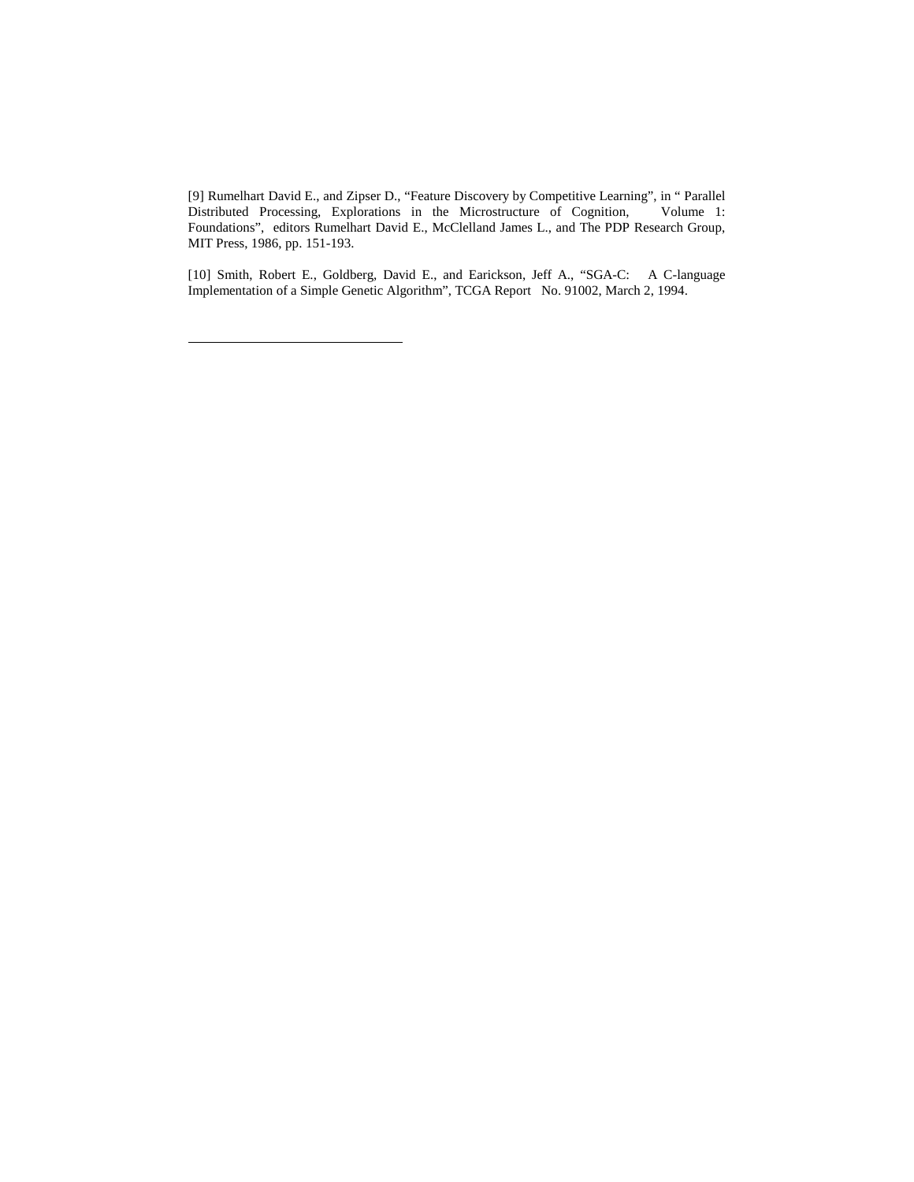[9] Rumelhart David E., and Zipser D., "Feature Discovery by Competitive Learning", in " Parallel Distributed Processing, Explorations in the Microstructure of Cognition, Volume 1: Foundations", editors Rumelhart David E., McClelland James L., and The PDP Research Group, MIT Press, 1986, pp. 151-193.

[10] Smith, Robert E., Goldberg, David E., and Earickson, Jeff A., "SGA-C: A C-language Implementation of a Simple Genetic Algorithm", TCGA Report No. 91002, March 2, 1994.